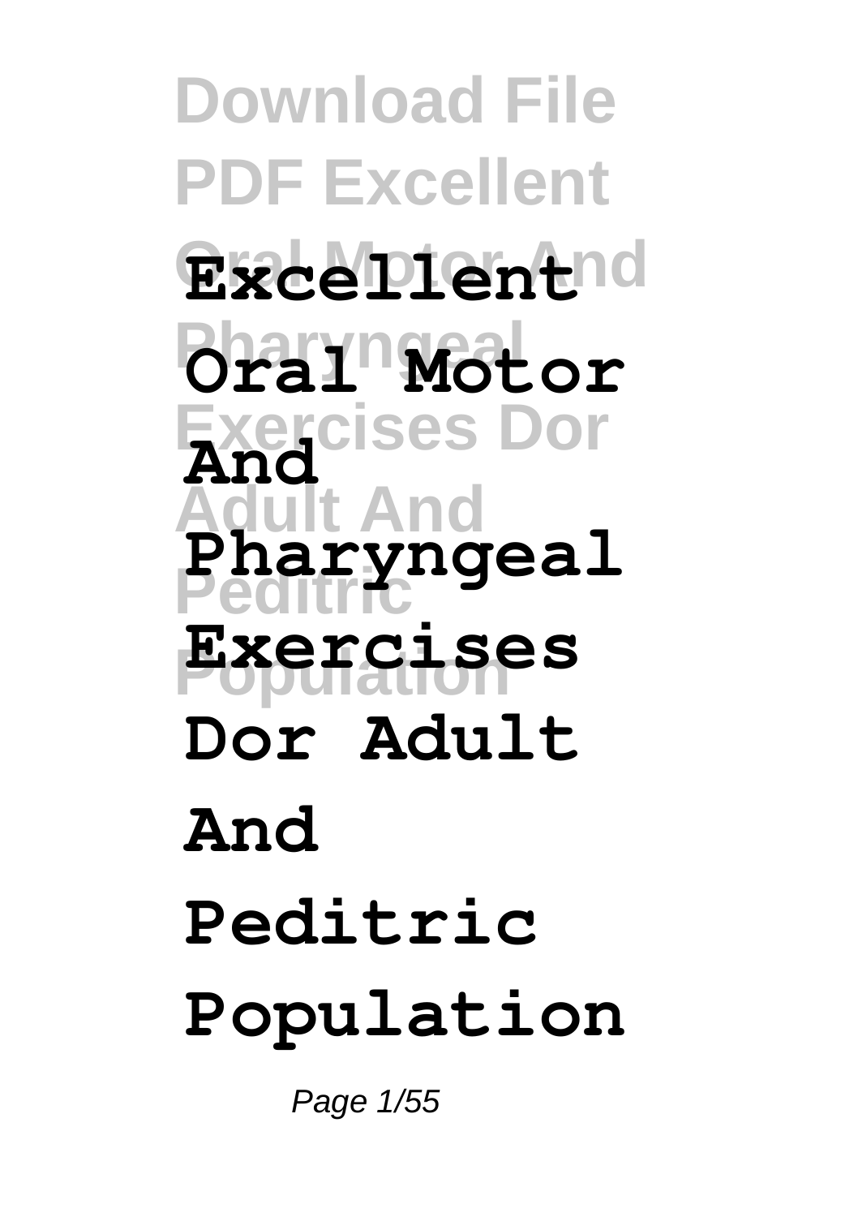# Excellent Oral Motor And Pharyngeal Exercises Dor Adult And Peditric Population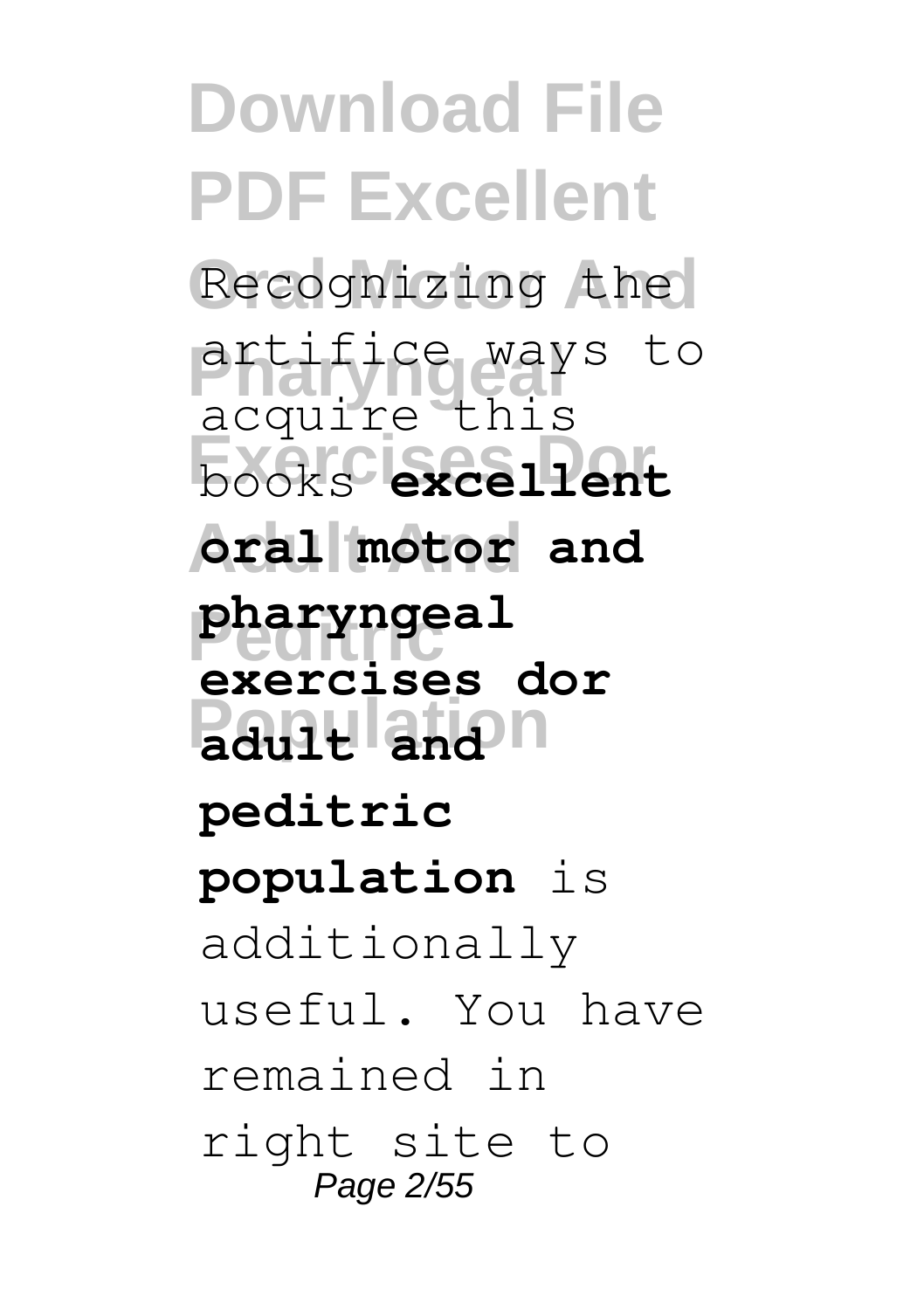Recognizing the artifice ways to acquire this books **excellent oral motor and pharyngeal exercises dor adult and peditric population** is additionally useful. You have remained in right site to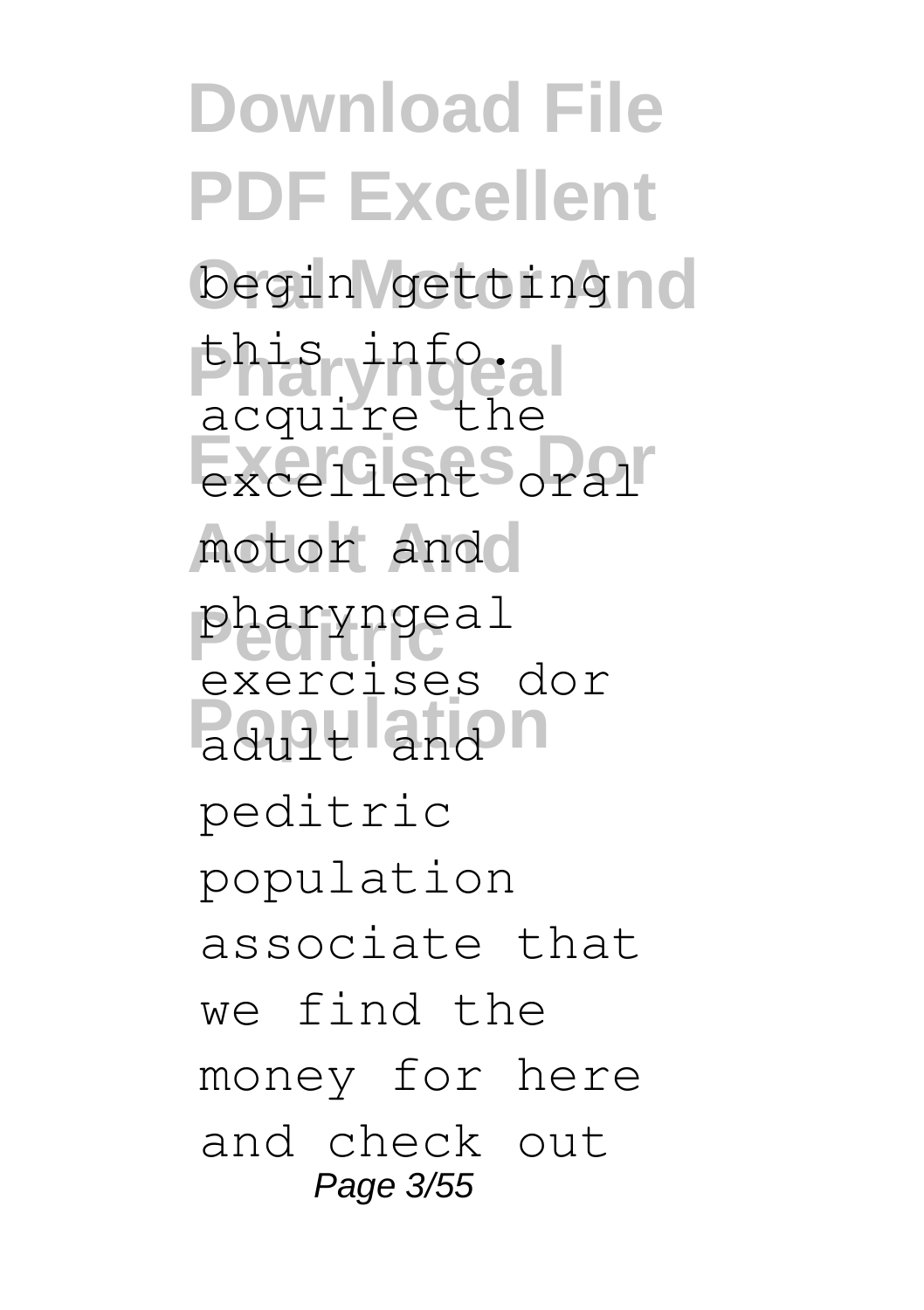begin getting this info. acquire the excellent oral motor and pharyngeal exercises dor adult and peditric population associate that we find the money for here and check out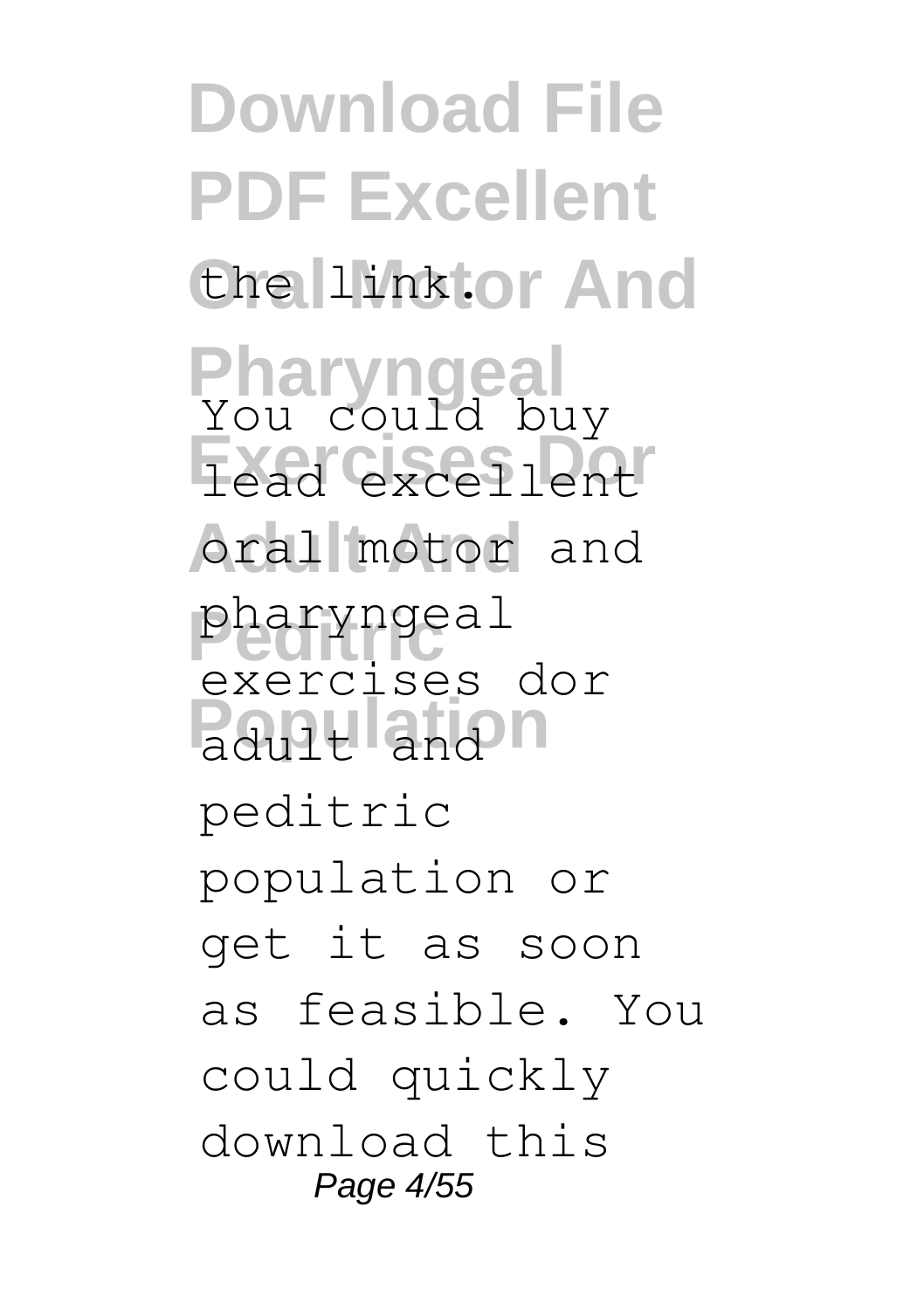the link.

You could buy lead excellent oral motor and pharyngeal exercises dor adult and peditric population or get it as soon as feasible. You could quickly download this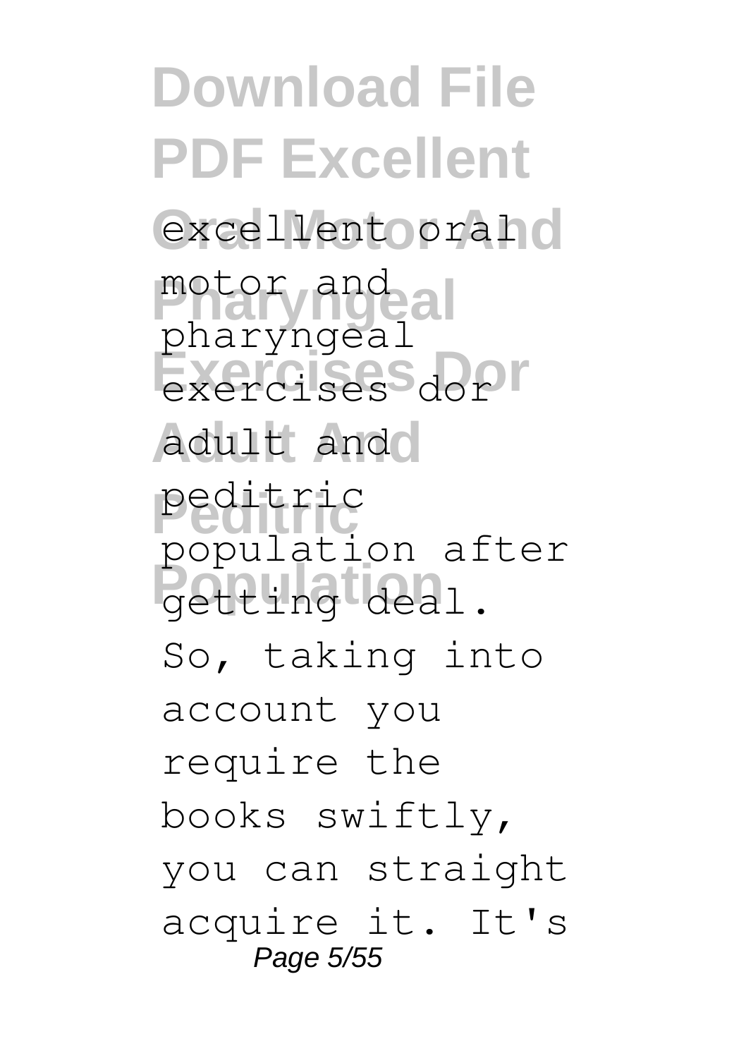excellent oral motor and pharyngeal exercises dor adult and peditric population after getting deal. So, taking into account you require the books swiftly, you can straight acquire it. It's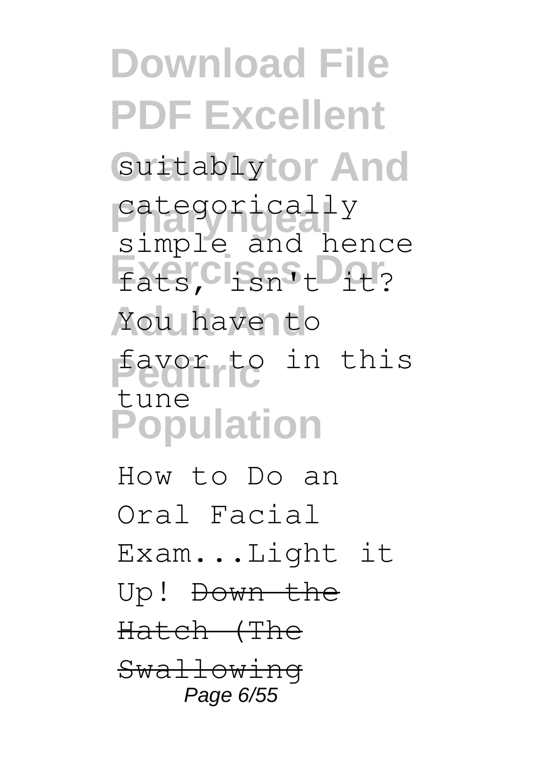suitably categorically simple and hence fats, isn't it? You have to favor to in this tune

How to Do an Oral Facial Exam...Light it Up! ~~Down the Hatch (The Swallowing~~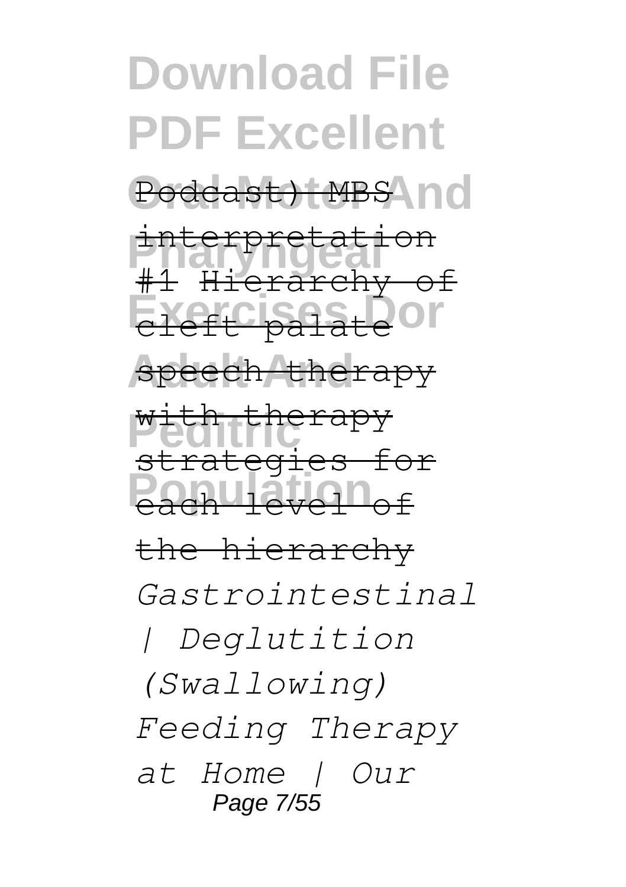Podcast) MBS interpretation #1 Hierarchy of cleft palate speech therapy with therapy strategies for each level of the hierarchy *Gastrointestinal | Deglutition (Swallowing) Feeding Therapy at Home | Our*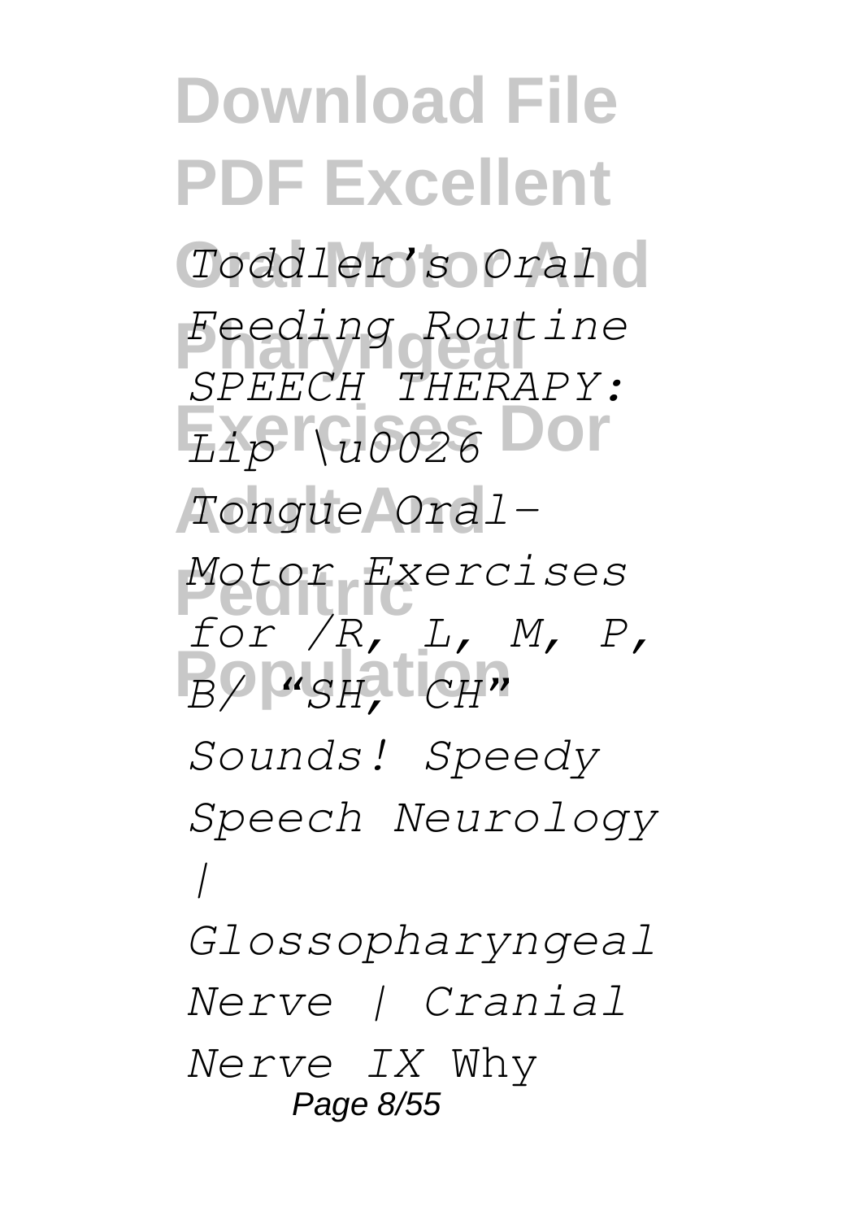*Toddler's Oral Feeding Routine SPEECH THERAPY: Lip \u0026 Tongue Oral-Motor Exercises for /R, L, M, P, B/ "SH, CH" Sounds! Speedy Speech Neurology | Glossopharyngeal Nerve | Cranial Nerve IX* Why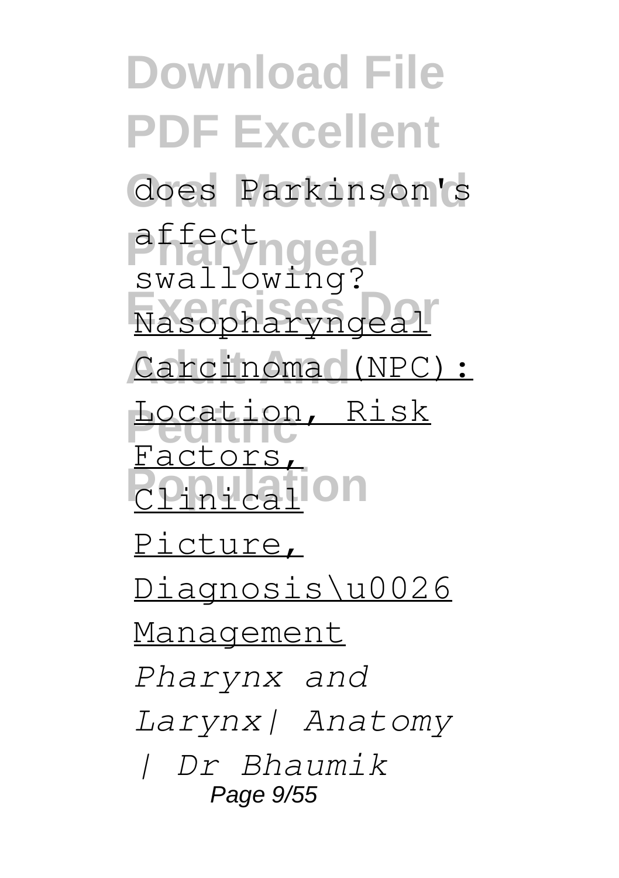does Parkinson's affect swallowing? Nasopharyngeal Carcinoma (NPC): Location, Risk Factors, Clinical Picture, Diagnosis\u0026 Management *Pharynx and Larynx| Anatomy | Dr Bhaumik*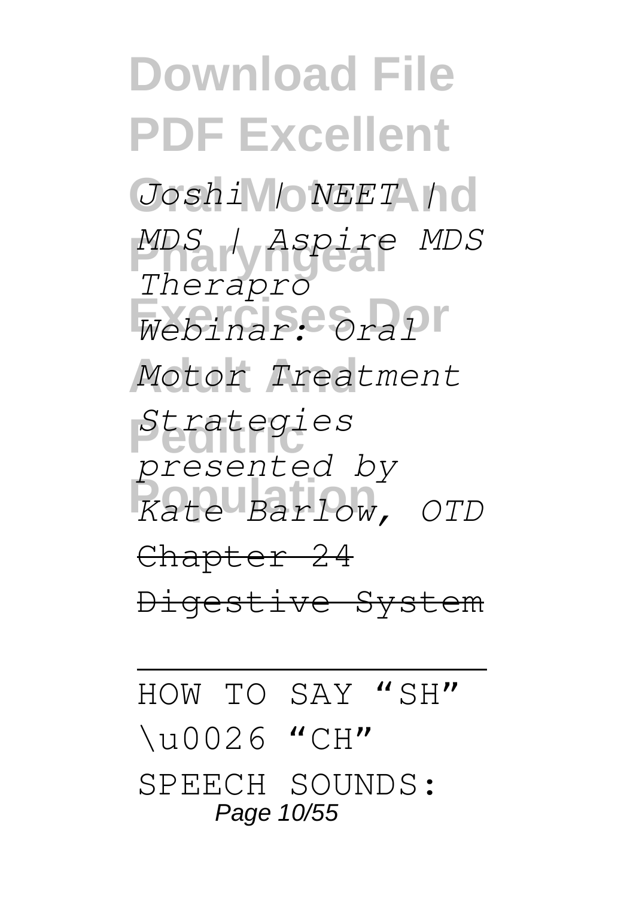*Joshi | NEET | MDS | Aspire MDS Therapro Webinar: Oral Motor Treatment Strategies presented by Kate Barlow, OTD*

~~Chapter 24 Digestive System~~

HOW TO SAY "SH" \u0026 "CH" SPEECH SOUNDS: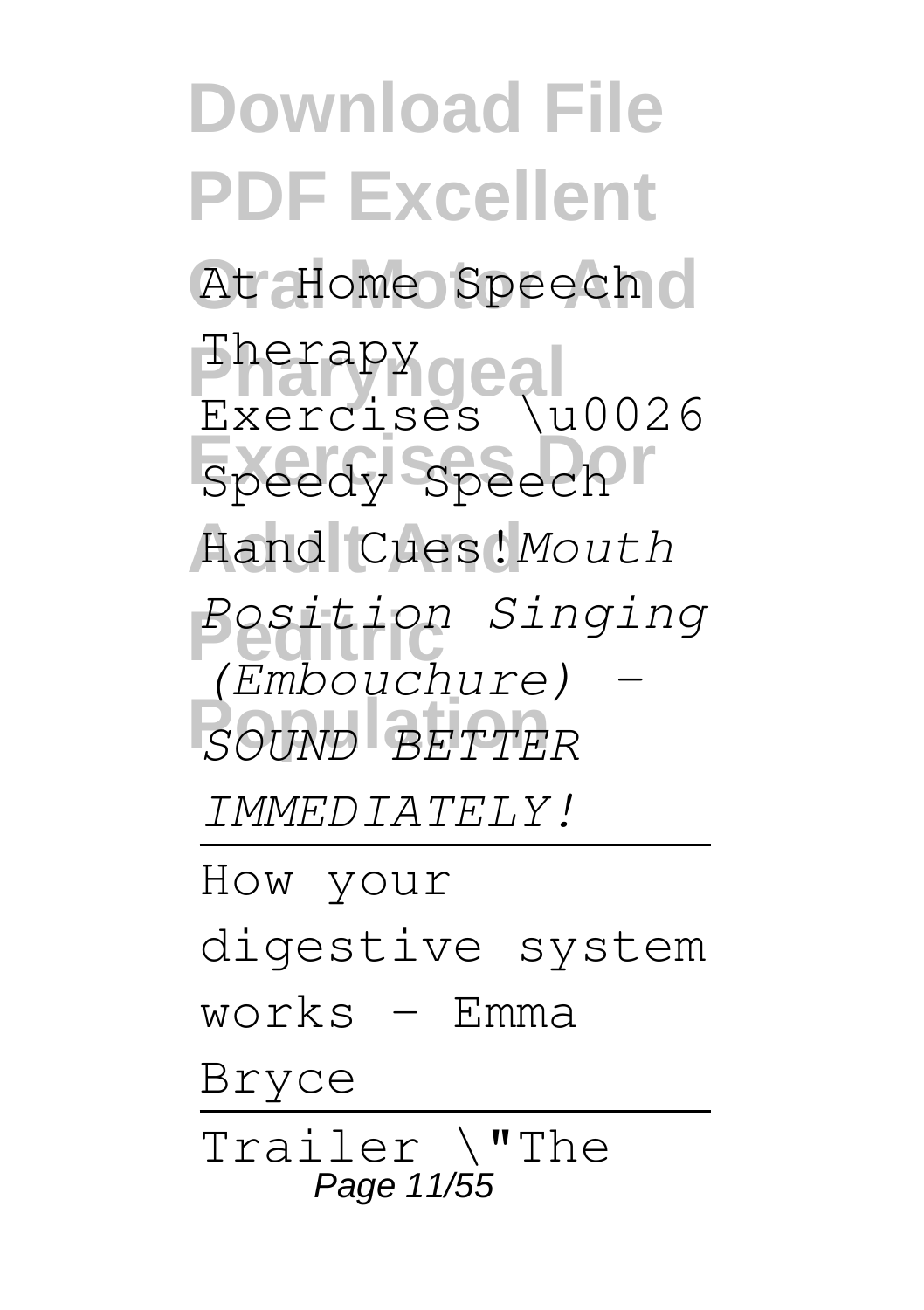At Home Speech Therapy Exercises \u0026 Speedy Speech Hand Cues!*Mouth Position Singing (Embouchure) - SOUND BETTER IMMEDIATELY!*

How your digestive system works - Emma Bryce

Trailer \"The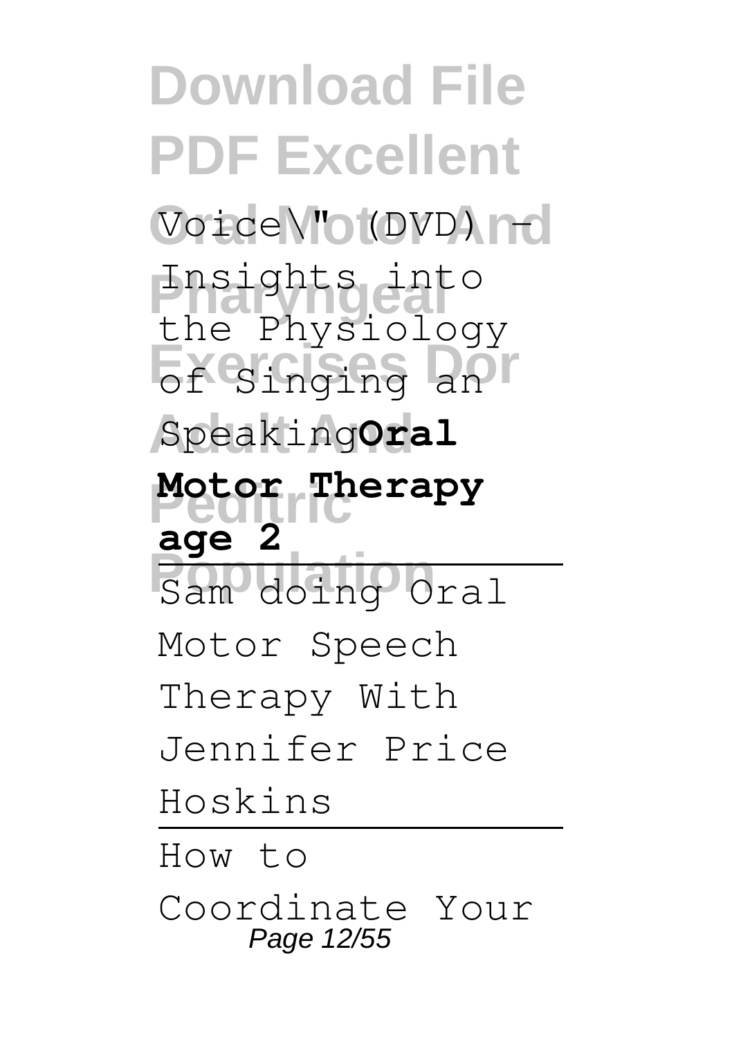Voice\" (DVD) - Insights into the Physiology of Singing an Speaking **Oral Motor Therapy age 2**

Sam doing Oral Motor Speech Therapy With Jennifer Price Hoskins

How to Coordinate Your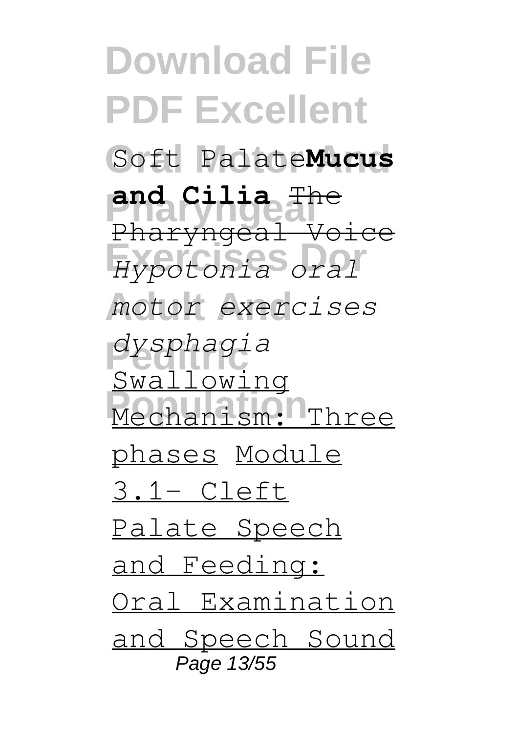Soft Palate **Mucus and Cilia** The Pharyngeal Voice *Hypotonia oral motor exercises dysphagia* Swallowing Mechanism: Three phases Module 3.1- Cleft Palate Speech and Feeding: Oral Examination and Speech Sound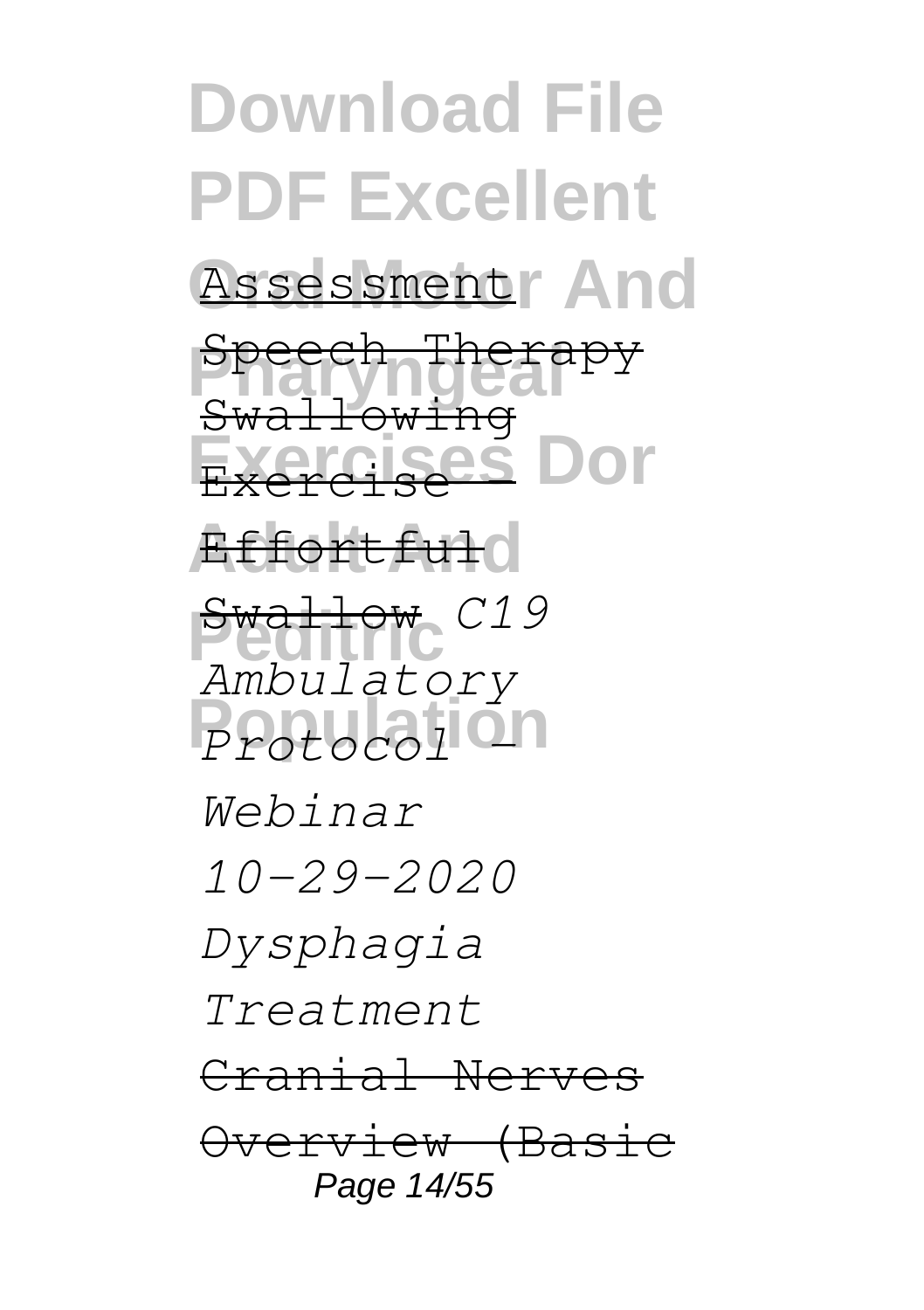Assessment

Speech Therapy Swallowing Exercise - Effortful Swallow *C19 Ambulatory Protocol - Webinar 10-29-2020 Dysphagia Treatment* Cranial Nerves Overview (Basic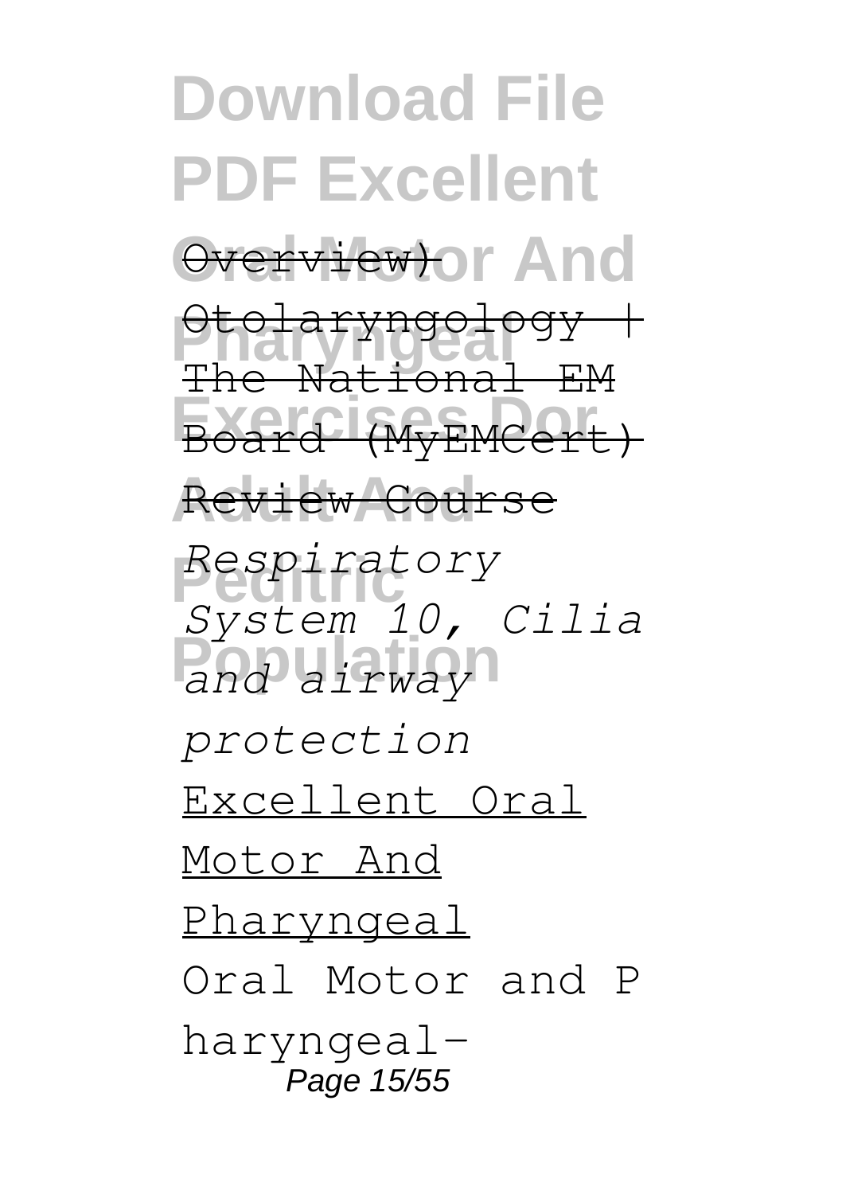~~Overview)~~

~~Otolaryngology | The National EM Board (MyEMCert) Review Course~~

*Respiratory System 10, Cilia and airway protection*

Excellent Oral Motor And Pharyngeal

Oral Motor and P haryngeal-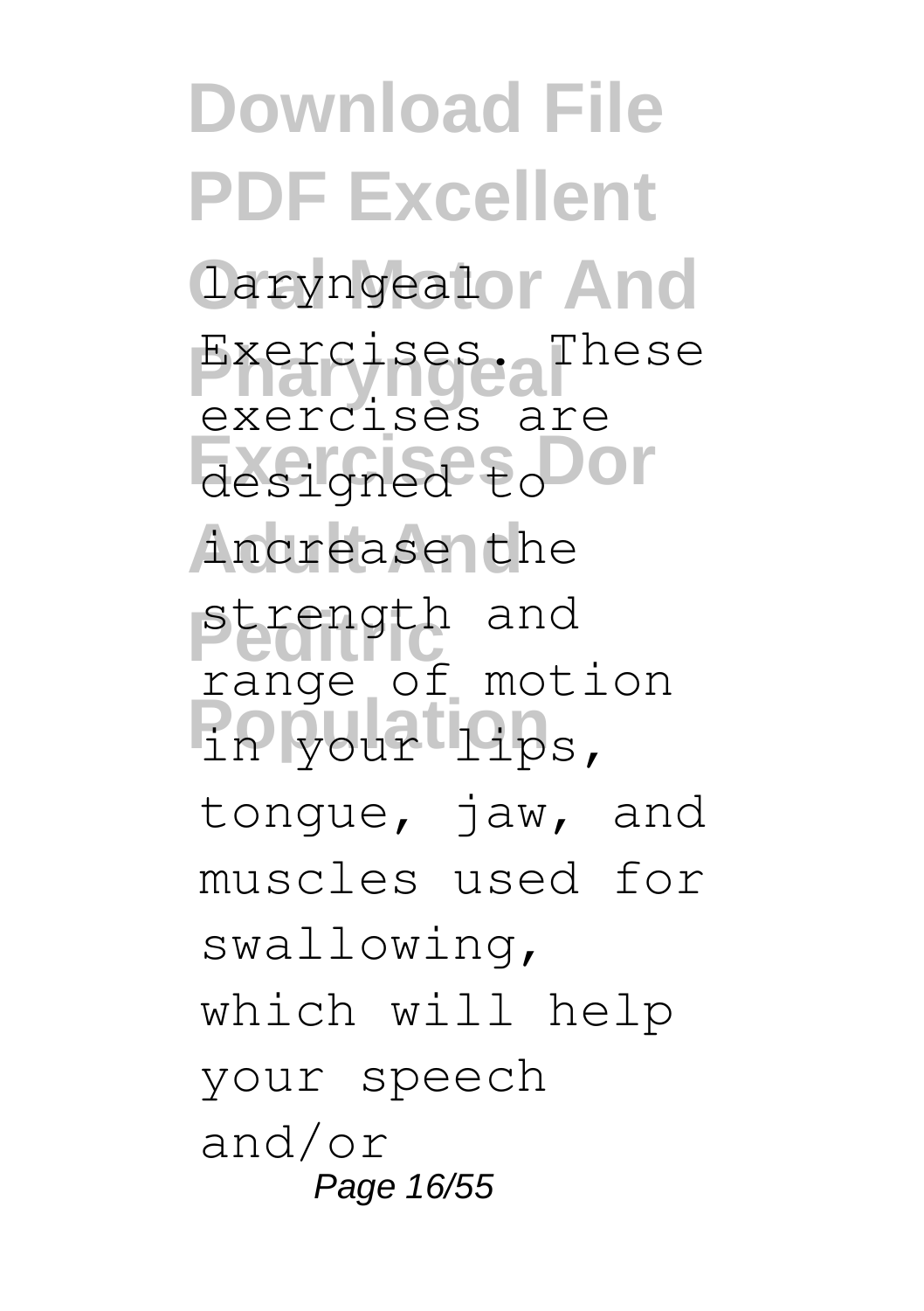laryngeal Exercises. These exercises are designed to increase the strength and range of motion in your lips, tongue, jaw, and muscles used for swallowing, which will help your speech and/or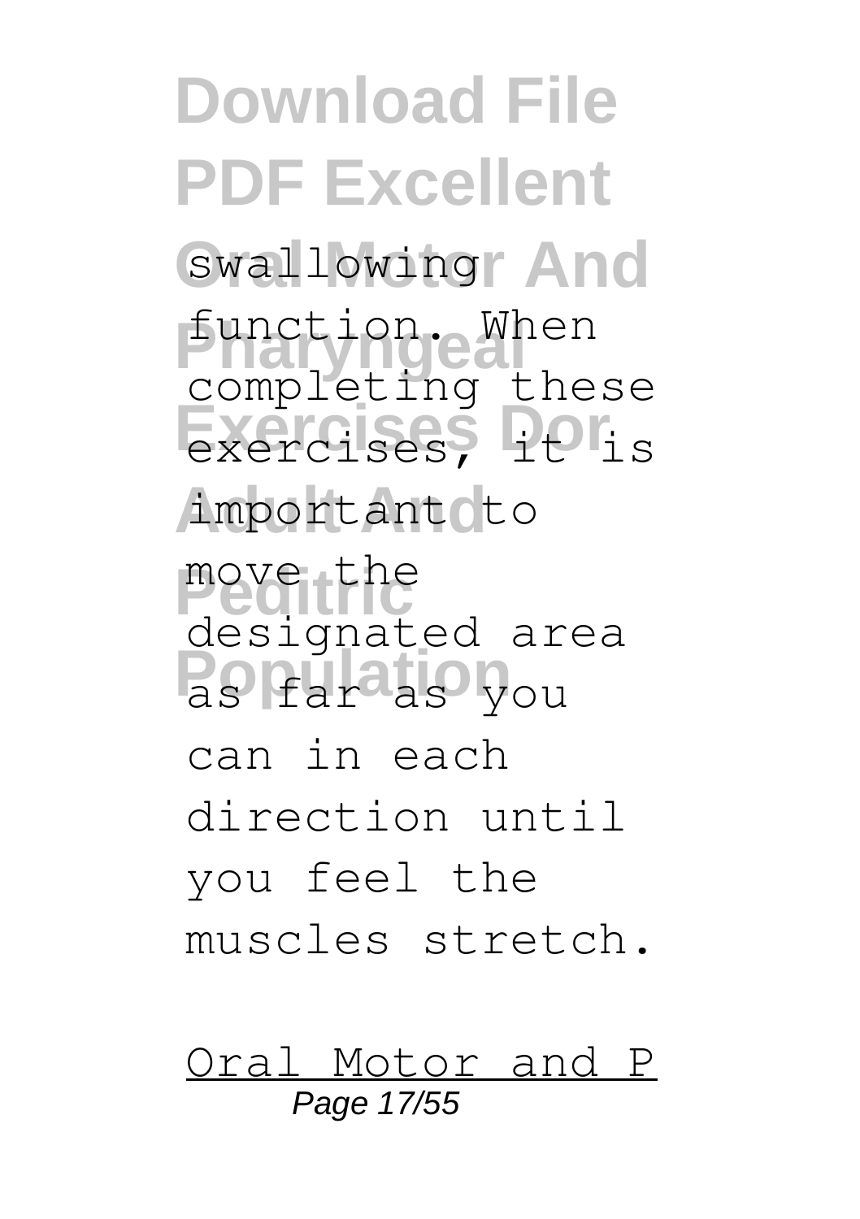swallowing function. When completing these exercises, it is important to move the designated area as far as you can in each direction until you feel the muscles stretch.

Oral Motor and P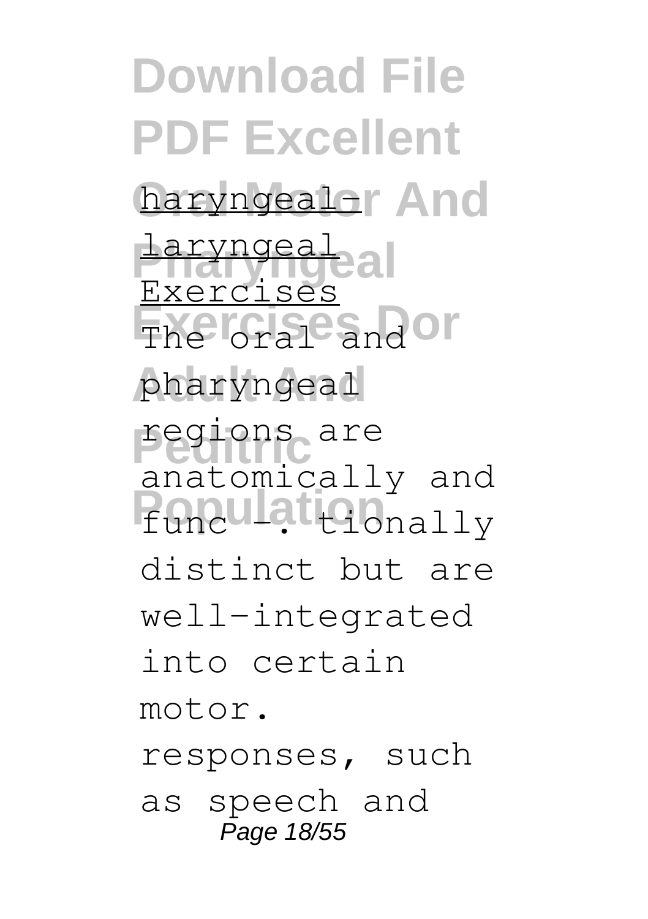harygeal-laryngeal Exercises

The oral and pharyngeal regions are anatomically and func-. tionally distinct but are well-integrated into certain motor. responses, such as speech and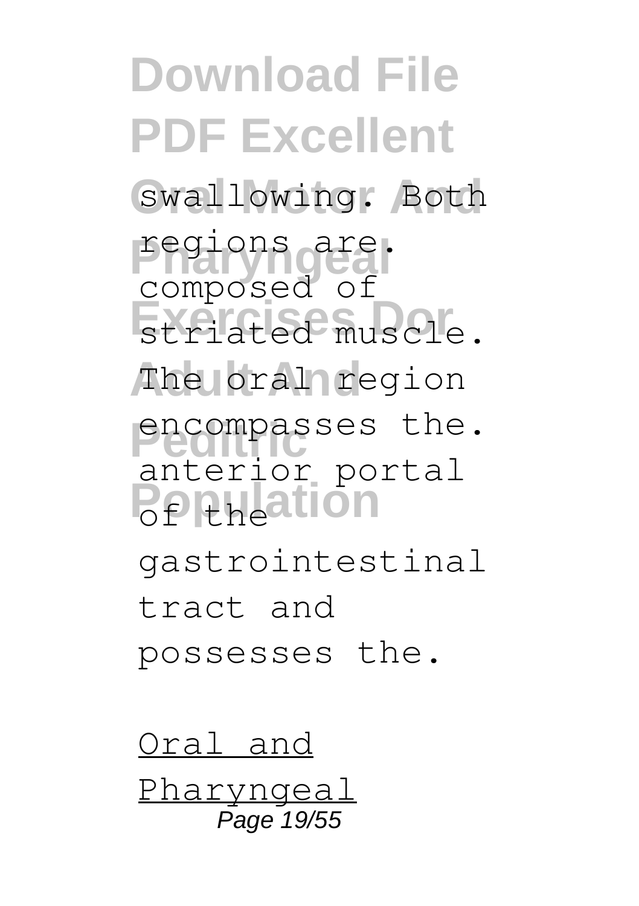swallowing. Both regions are. composed of striated muscle. The oral region encompasses the. anterior portal of the gastrointestinal tract and possesses the.

Oral and Pharyngeal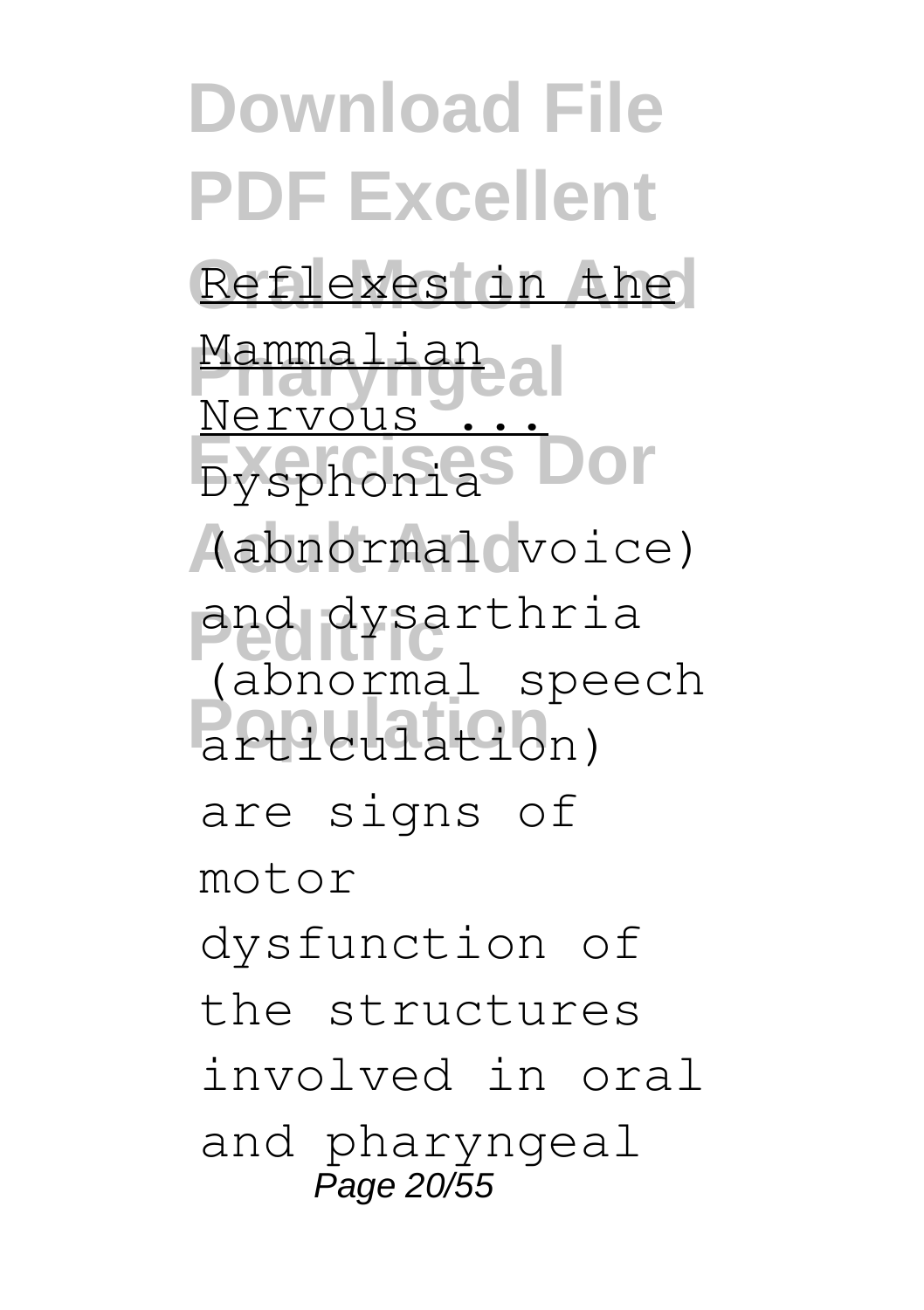Reflexes in the Mammalian Nervous ...

Dysphonia (abnormal voice) and dysarthria (abnormal speech articulation) are signs of motor dysfunction of the structures involved in oral and pharyngeal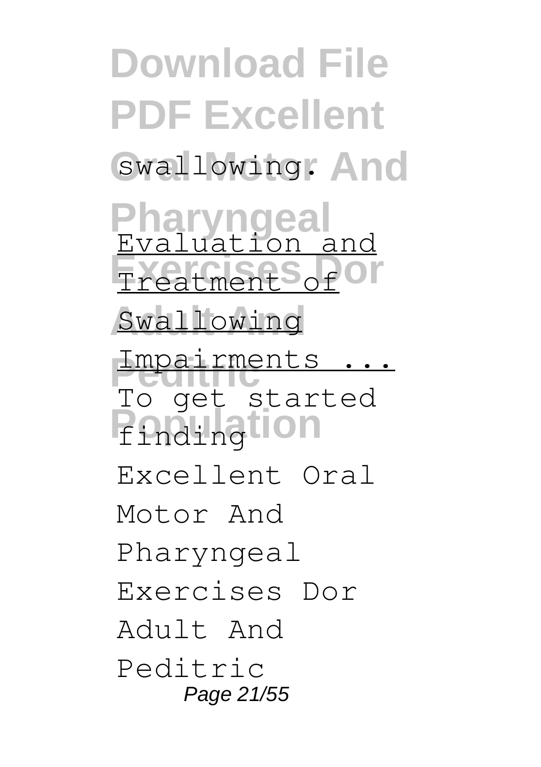swallowing.

Evaluation and Treatment of Swallowing Impairments ...

To get started finding Excellent Oral Motor And Pharyngeal Exercises Dor Adult And Peditric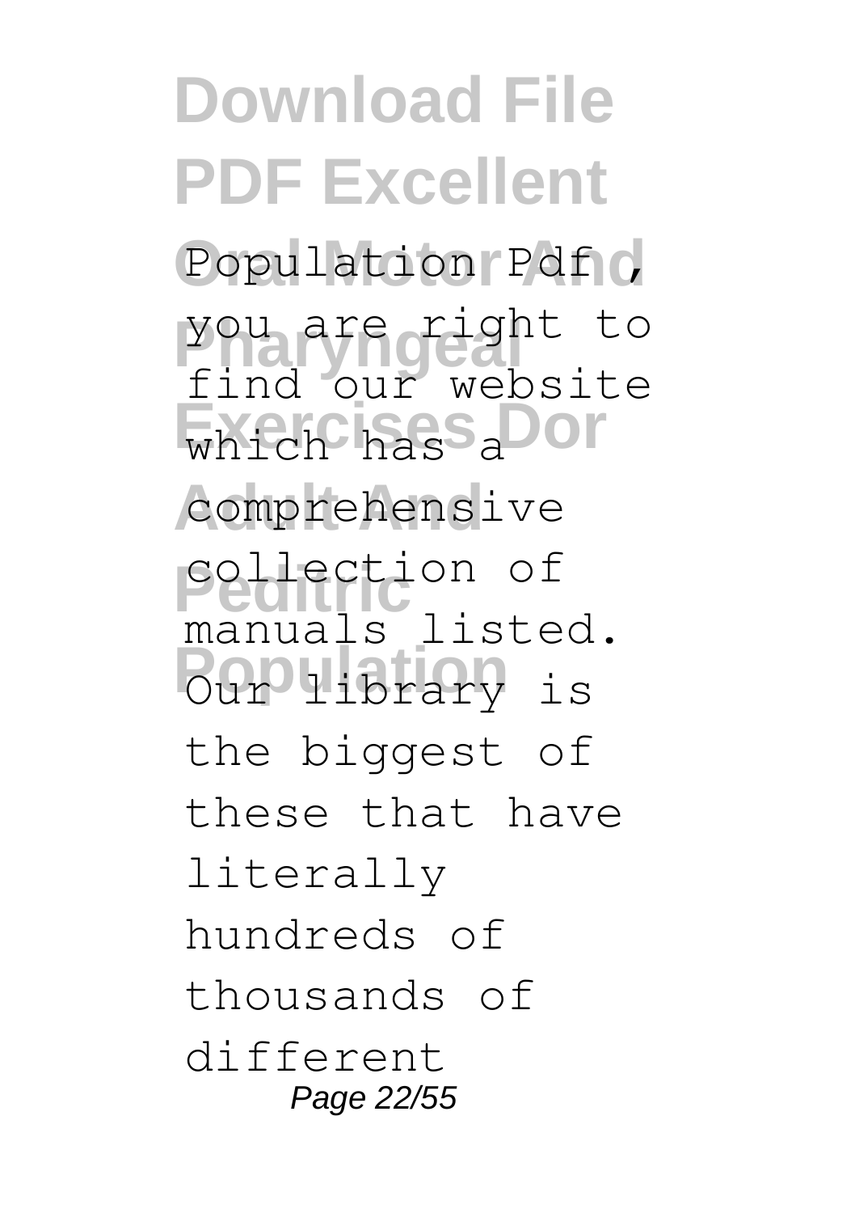Population Pdf , you are right to find our website which has a comprehensive collection of manuals listed. Our library is the biggest of these that have literally hundreds of thousands of different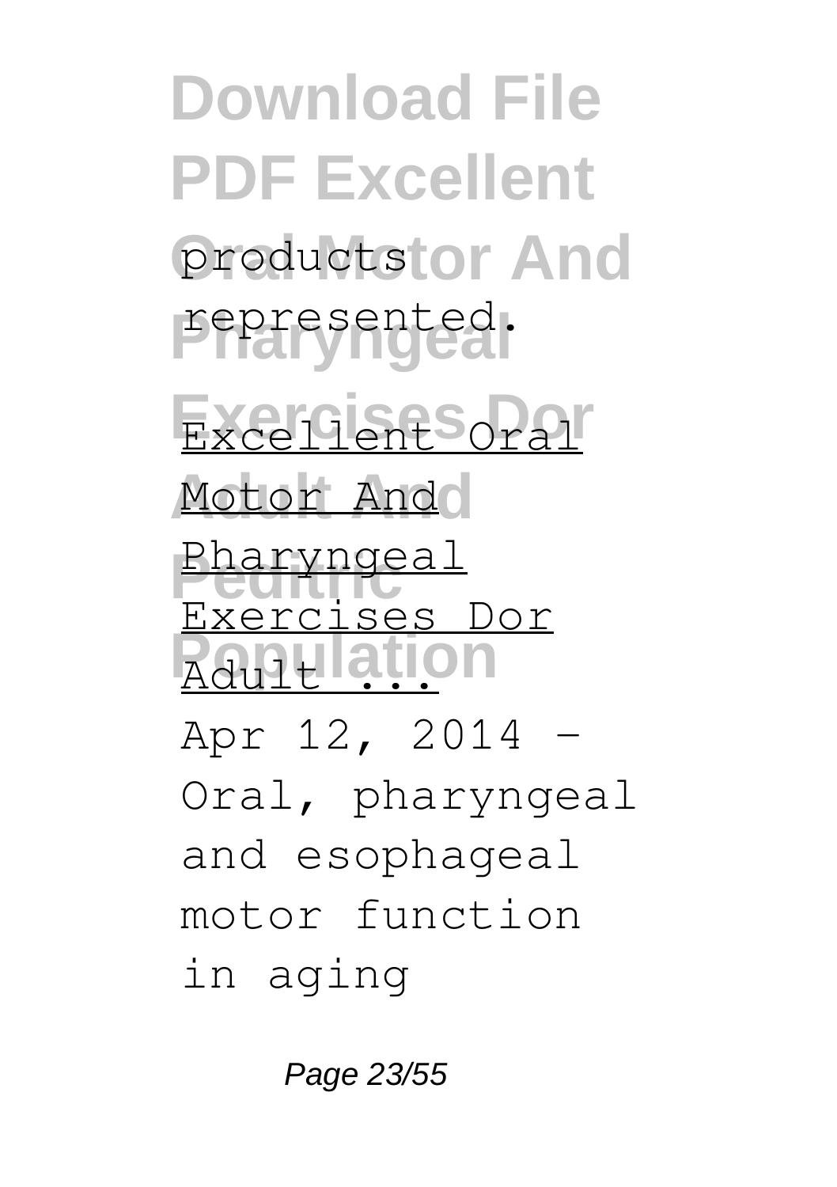products represented.

Excellent Oral Motor And Pharyngeal Exercises Dor Adult ...

Apr 12, 2014 - Oral, pharyngeal and esophageal motor function in aging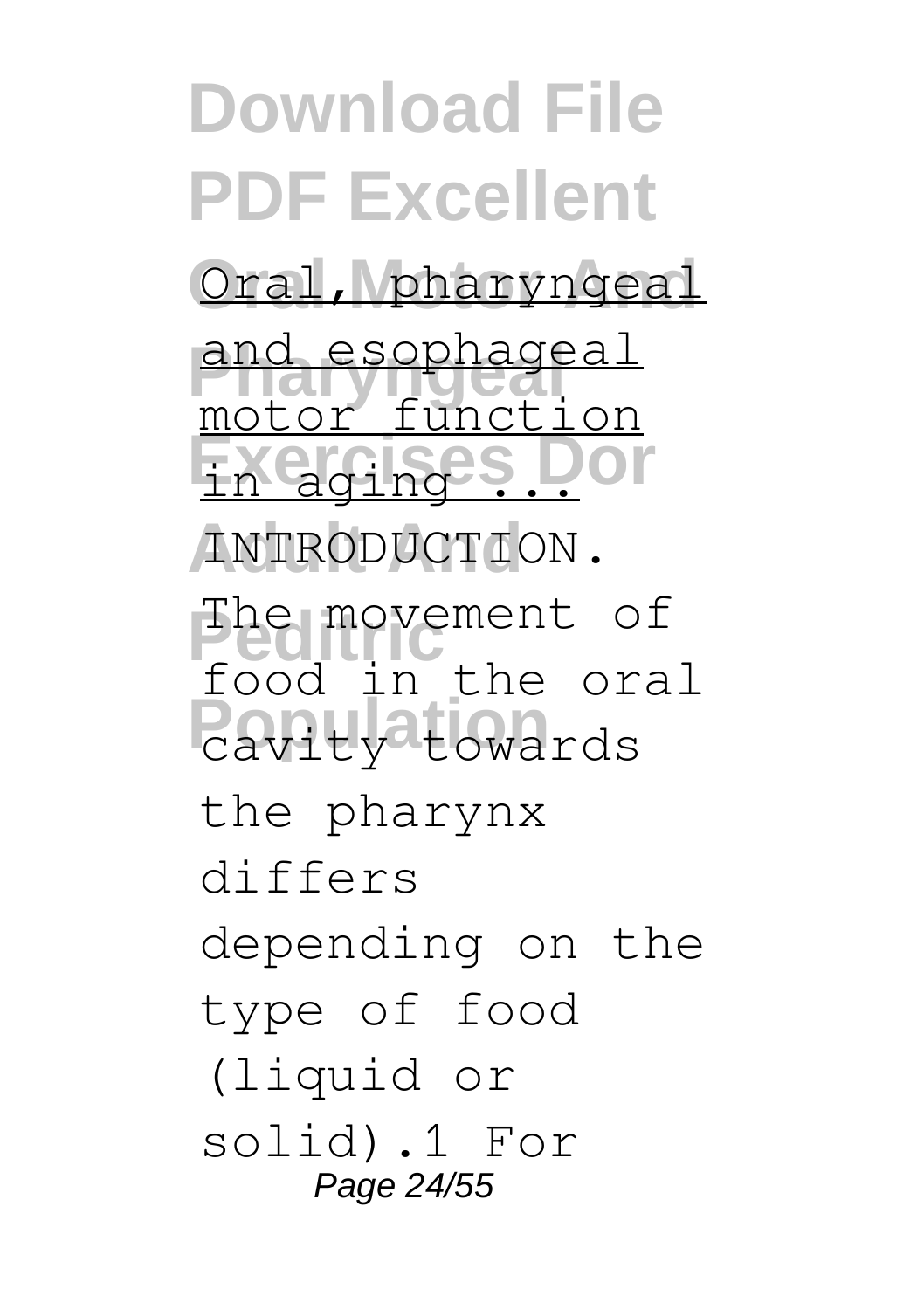Oral, pharyngeal and esophageal motor function in aging ...

INTRODUCTION. The movement of food in the oral cavity towards the pharynx differs depending on the type of food (liquid or solid).1 For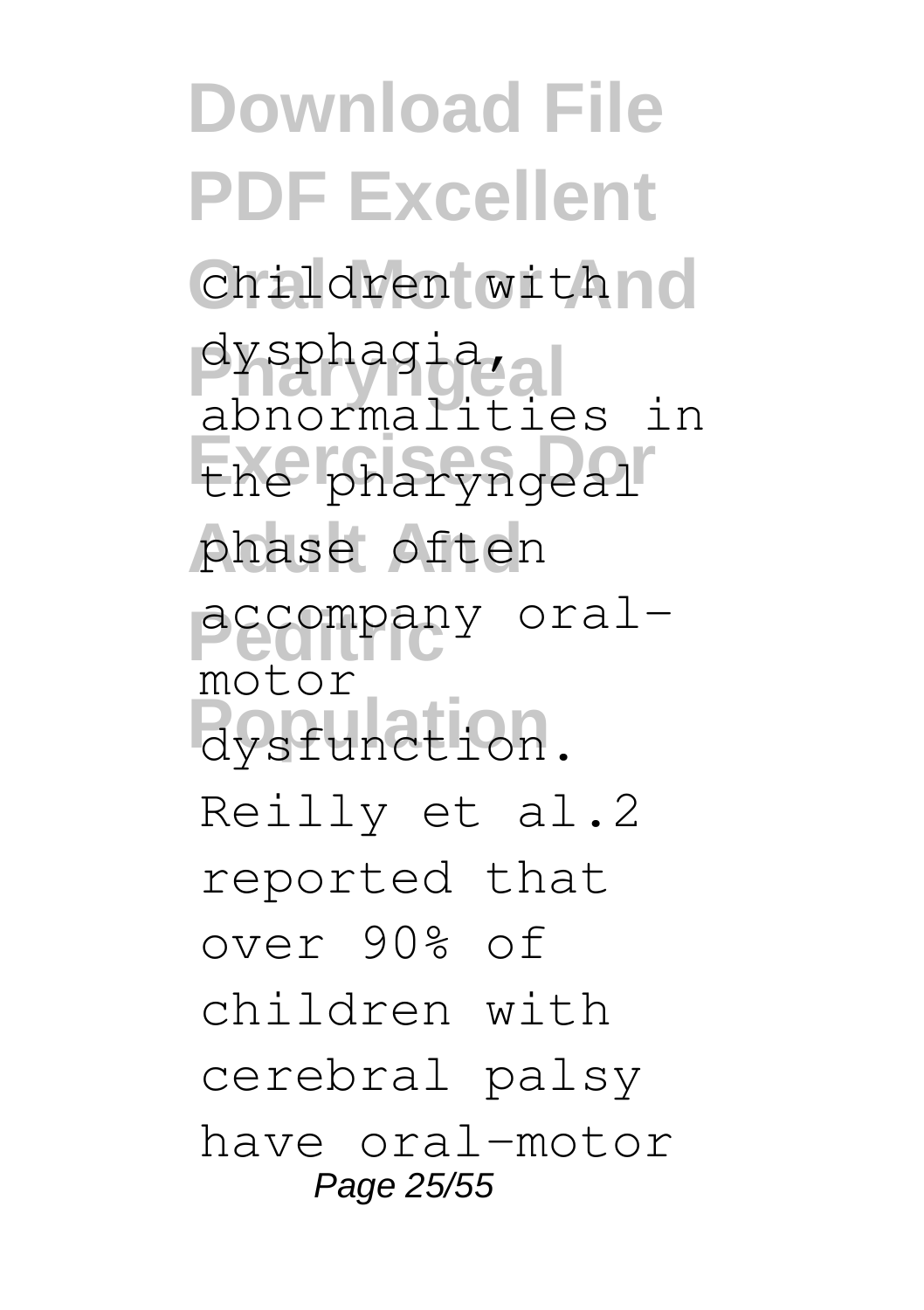children with dysphagia, abnormalities in the pharyngeal phase often accompany oral-motor dysfunction. Reilly et al.2 reported that over 90% of children with cerebral palsy have oral-motor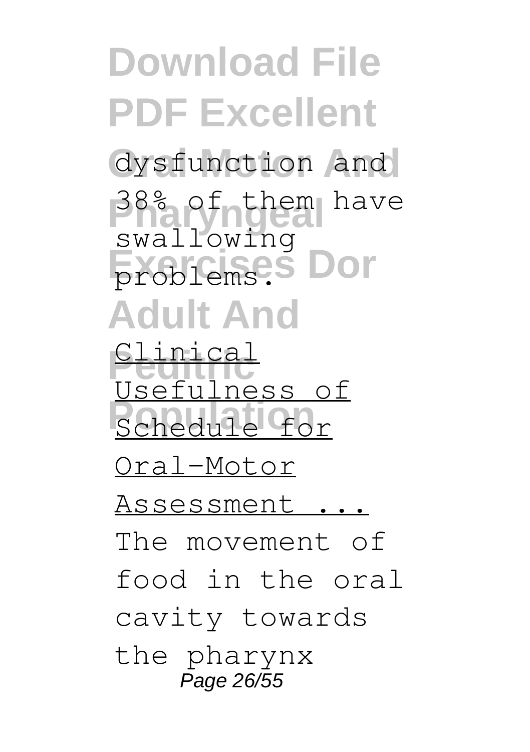dysfunction and 38% of them have swallowing problems.

Clinical Usefulness of Schedule for Oral-Motor Assessment ...

The movement of food in the oral cavity towards the pharynx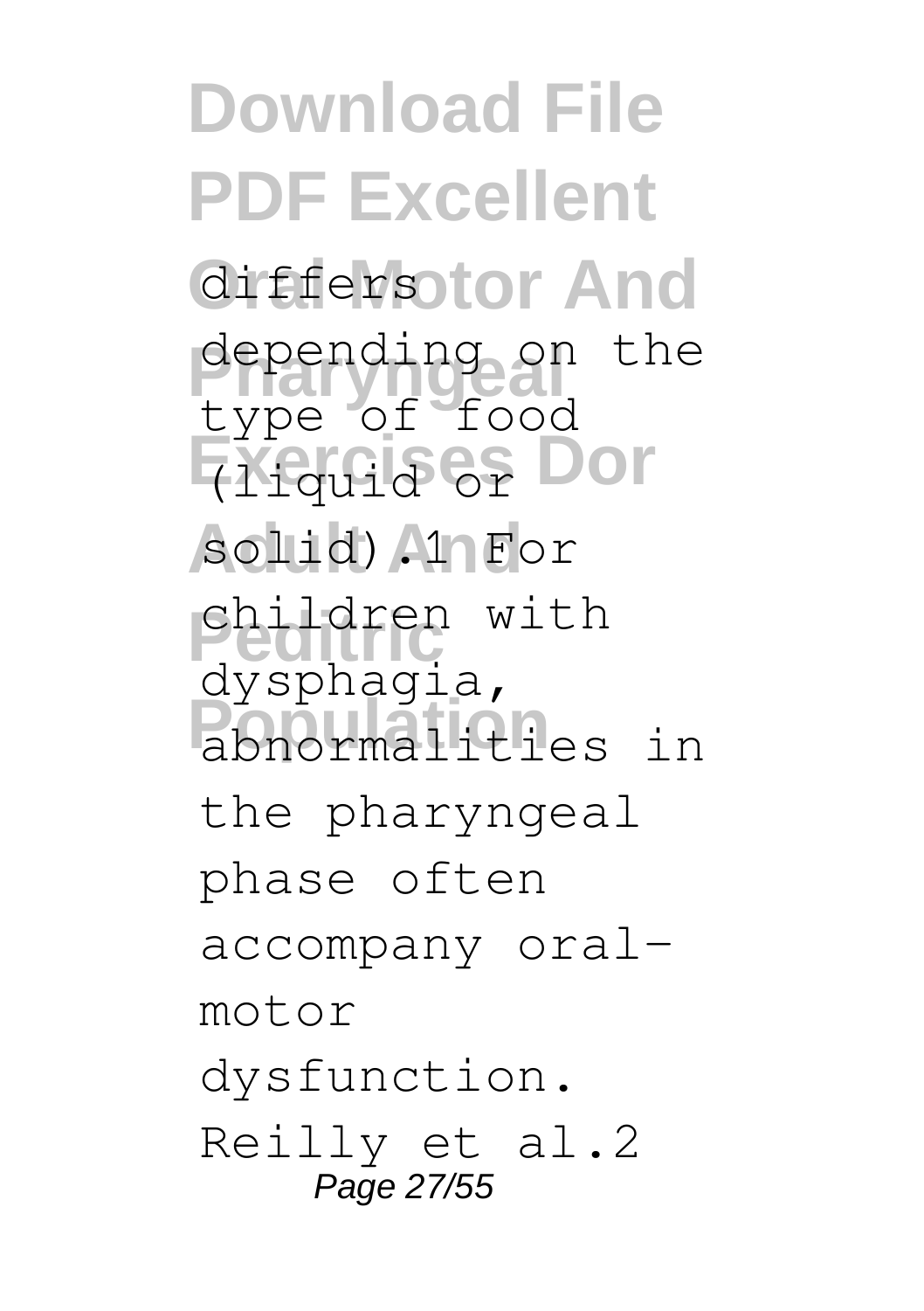differs depending on the type of food (liquid or solid).[1] For children with dysphagia, abnormalities in the pharyngeal phase often accompany oral-motor dysfunction. Reilly et al.[2]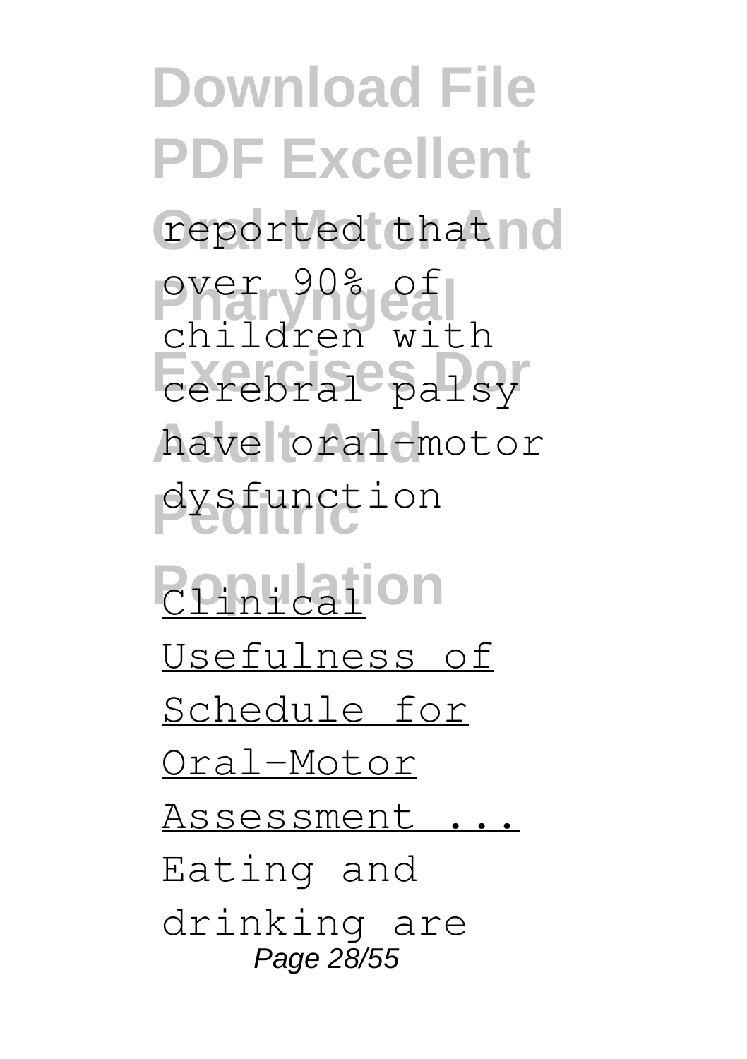reported that over 90% of children with cerebral palsy have oral-motor dysfunction

Clinical Usefulness of Schedule for Oral-Motor Assessment ...

Eating and drinking are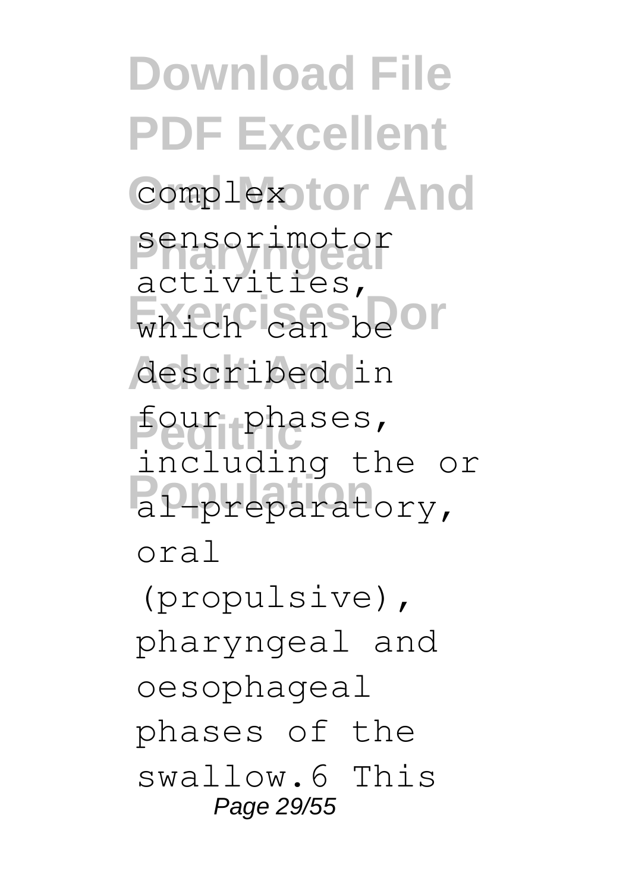complex sensorimotor activities, which can be described in four phases, including the oral-preparatory, oral (propulsive), pharyngeal and oesophageal phases of the swallow.6 This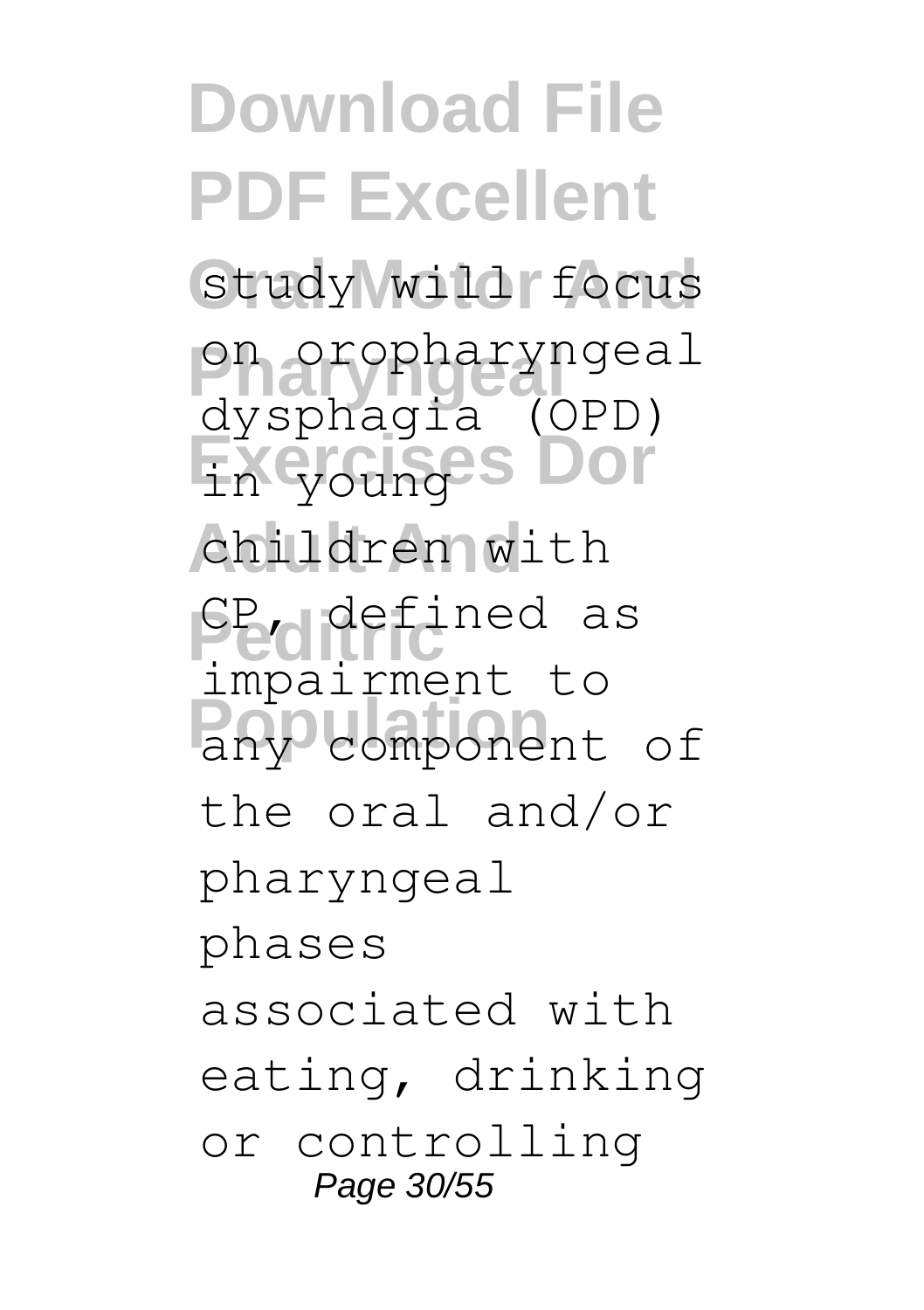study will focus on oropharyngeal dysphagia (OPD) in young children with CP, defined as impairment to any component of the oral and/or pharyngeal phases associated with eating, drinking or controlling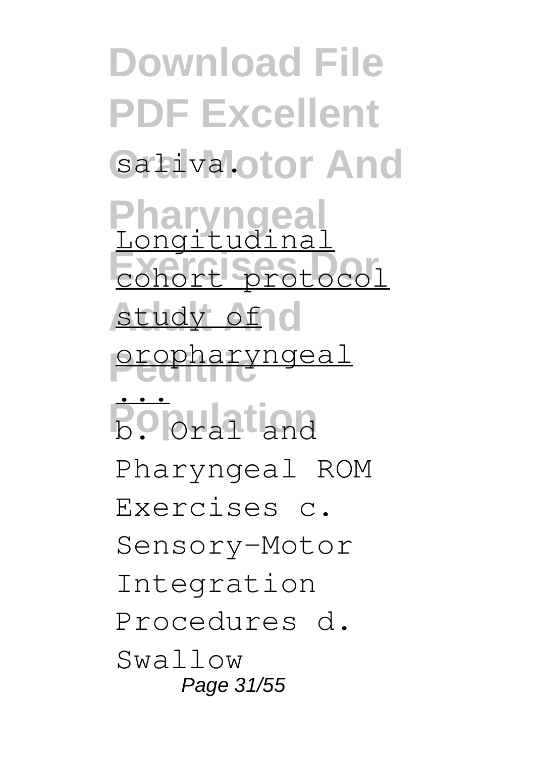saliva.

[Longitudinal cohort protocol study of oropharyngeal ...]

b. Oral and Pharyngeal ROM Exercises c. Sensory-Motor Integration Procedures d. Swallow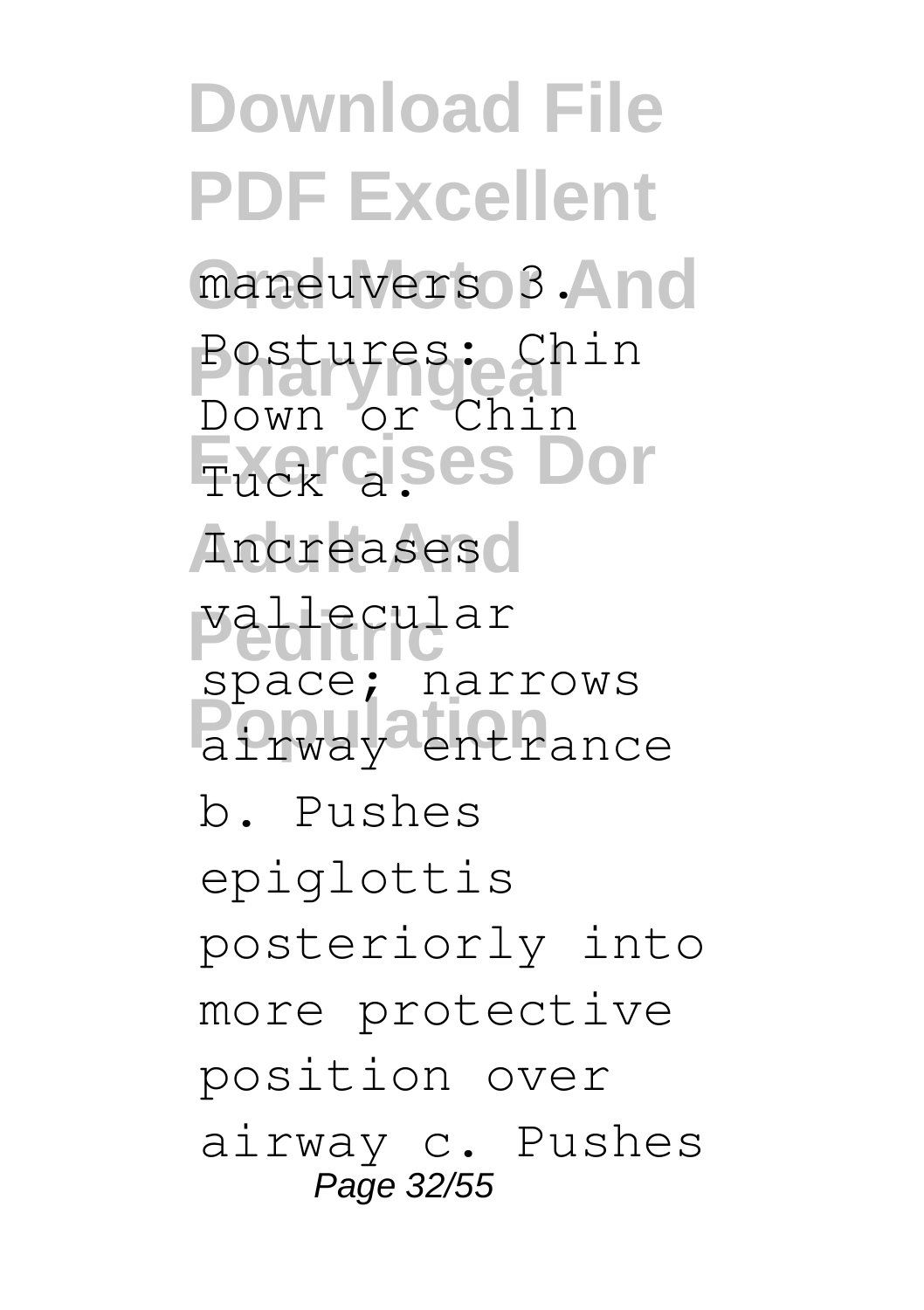maneuvers 3. Postures: Chin Down or Chin Tuck a. Increases vallecular space; narrows airway entrance b. Pushes epiglottis posteriorly into more protective position over airway c. Pushes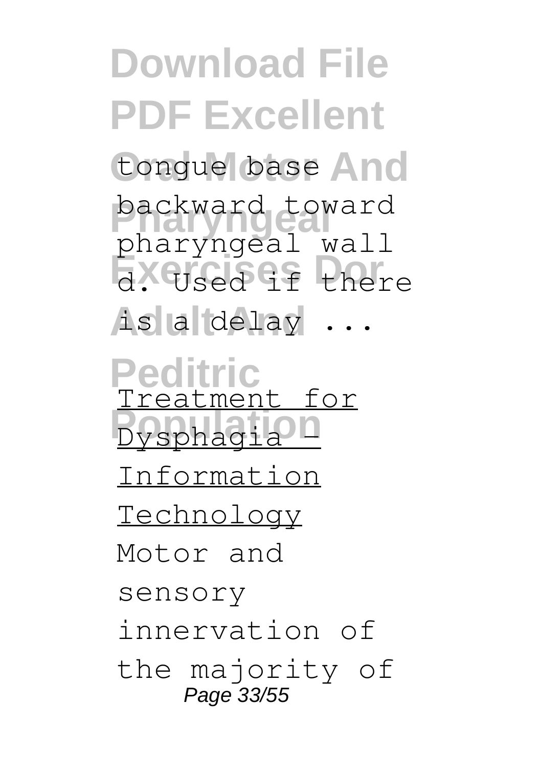tongue base backward toward pharyngeal wall d. Used if there is a delay ...

Treatment for Dysphagia - Information Technology

Motor and sensory innervation of the majority of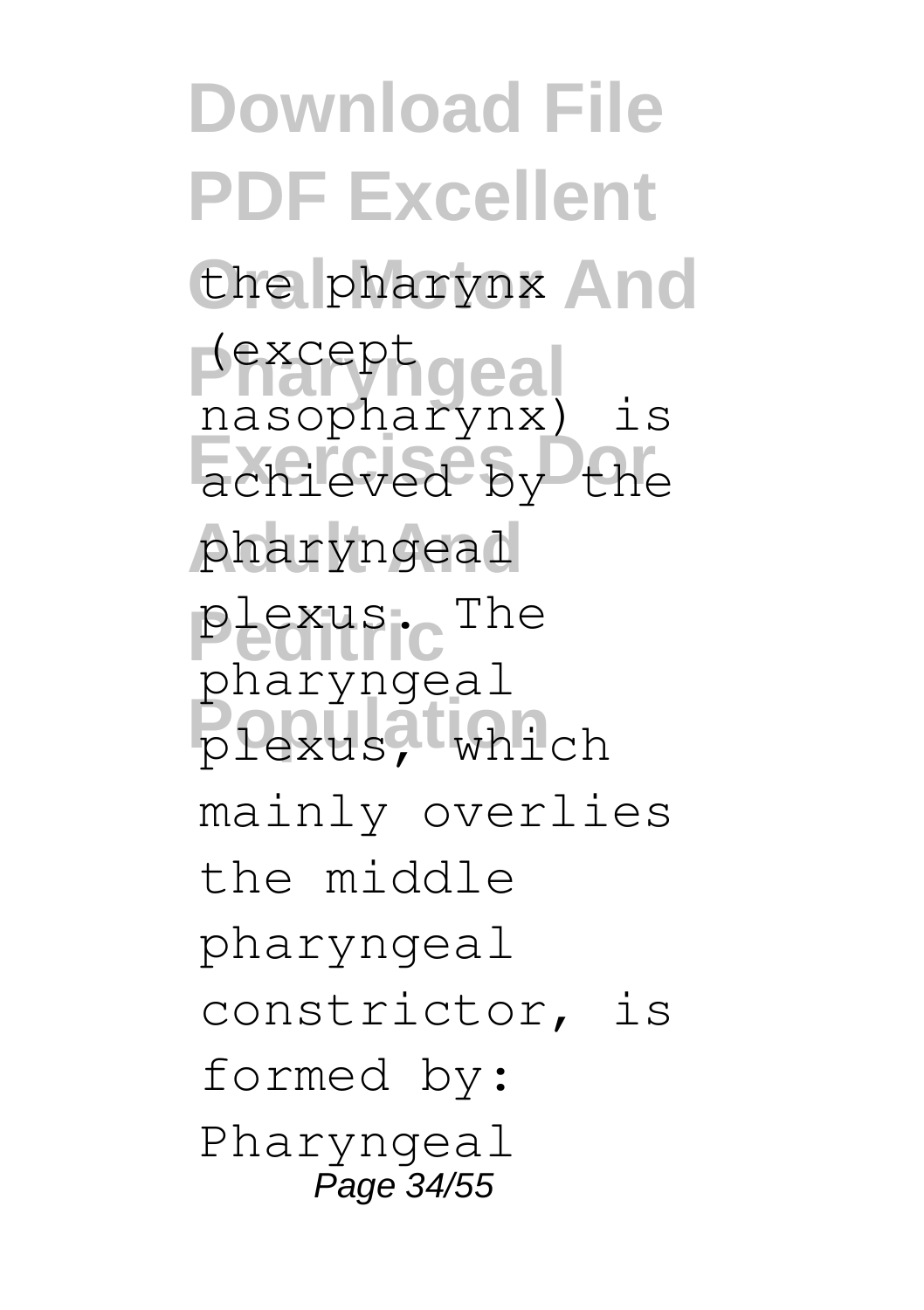the pharynx (except nasopharynx) is achieved by the pharyngeal plexus. The pharyngeal plexus, which mainly overlies the middle pharyngeal constrictor, is formed by: Pharyngeal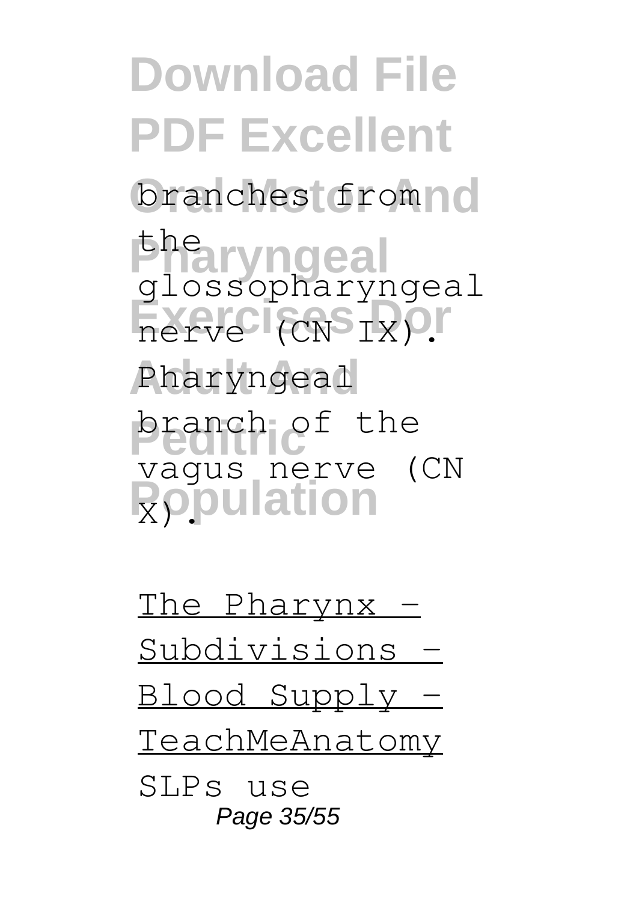branches from the glossopharyngeal nerve (CN IX). Pharyngeal branch of the vagus nerve (CN X).

The Pharynx - Subdivisions - Blood Supply - TeachMeAnatomy

SLPs use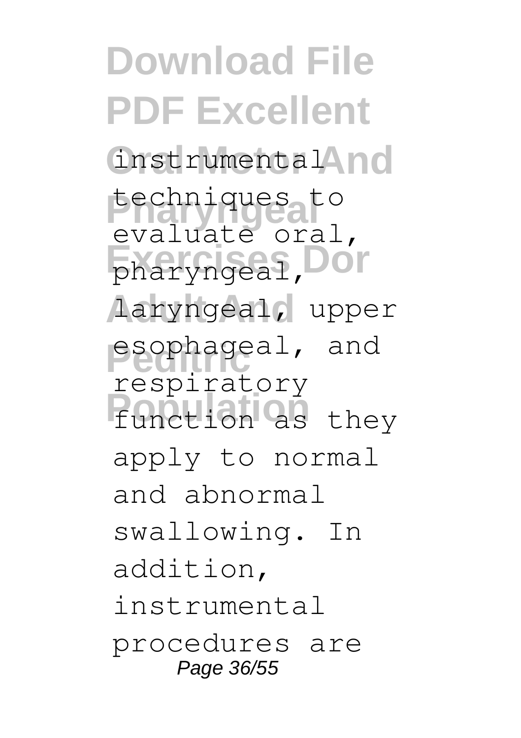instrumental techniques to evaluate oral, pharyngeal, laryngeal, upper esophageal, and respiratory function as they apply to normal and abnormal swallowing. In addition, instrumental procedures are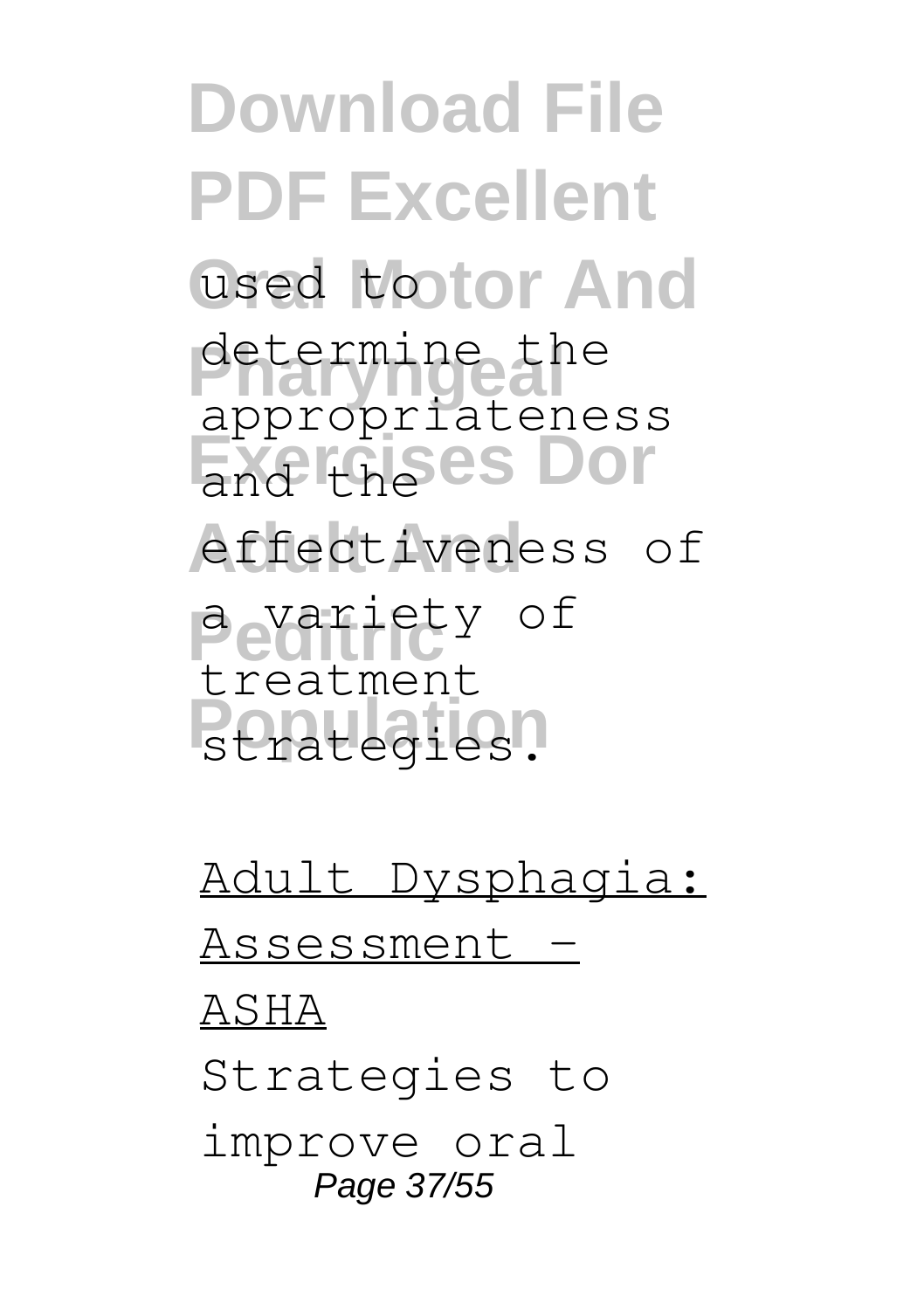used to determine the appropriateness and the effectiveness of a variety of treatment strategies.

Adult Dysphagia: Assessment - ASHA

Strategies to improve oral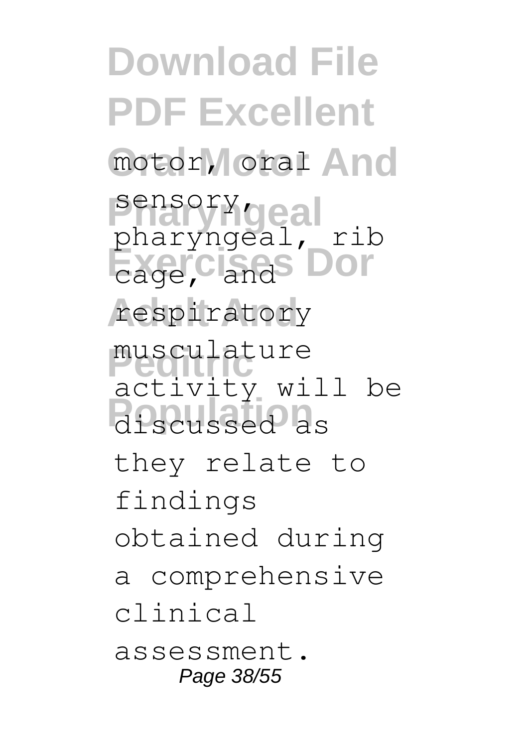motor, oral sensory, pharyngeal, rib cage, and respiratory musculature activity will be discussed as they relate to findings obtained during a comprehensive clinical assessment.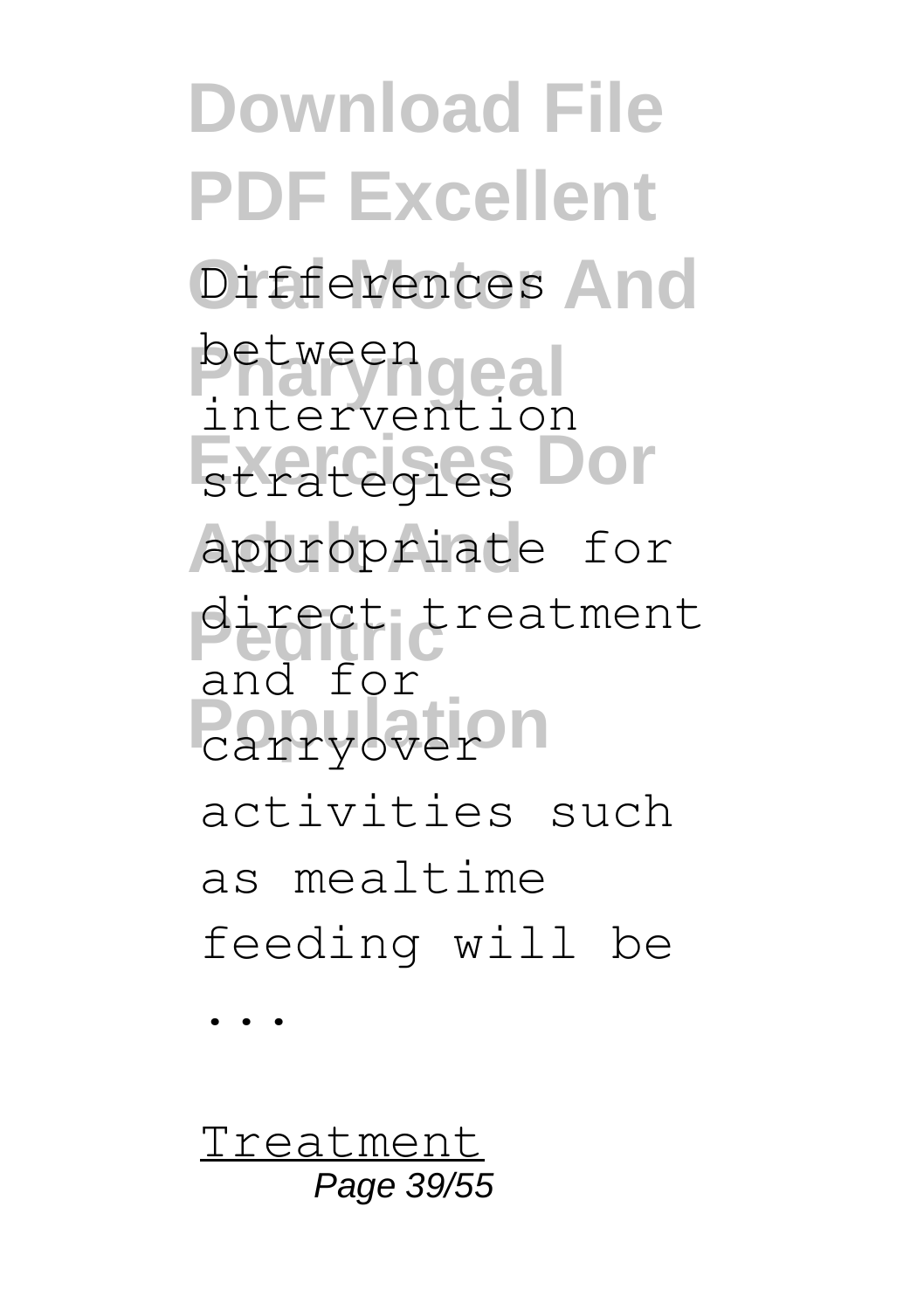Differences between intervention strategies appropriate for direct treatment and for carryover activities such as mealtime feeding will be ...

Treatment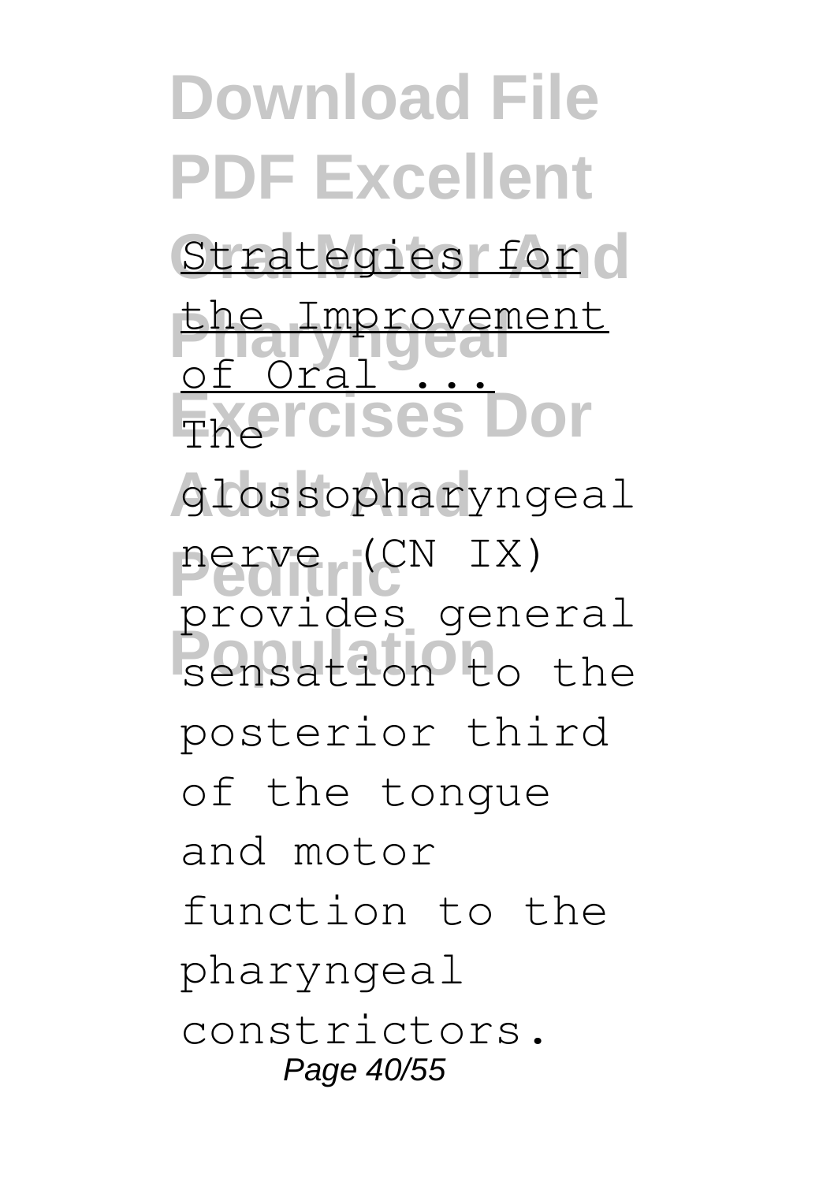Strategies for the Improvement of Oral ...

The glossopharyngeal nerve (CN IX) provides general sensation to the posterior third of the tongue and motor function to the pharyngeal constrictors.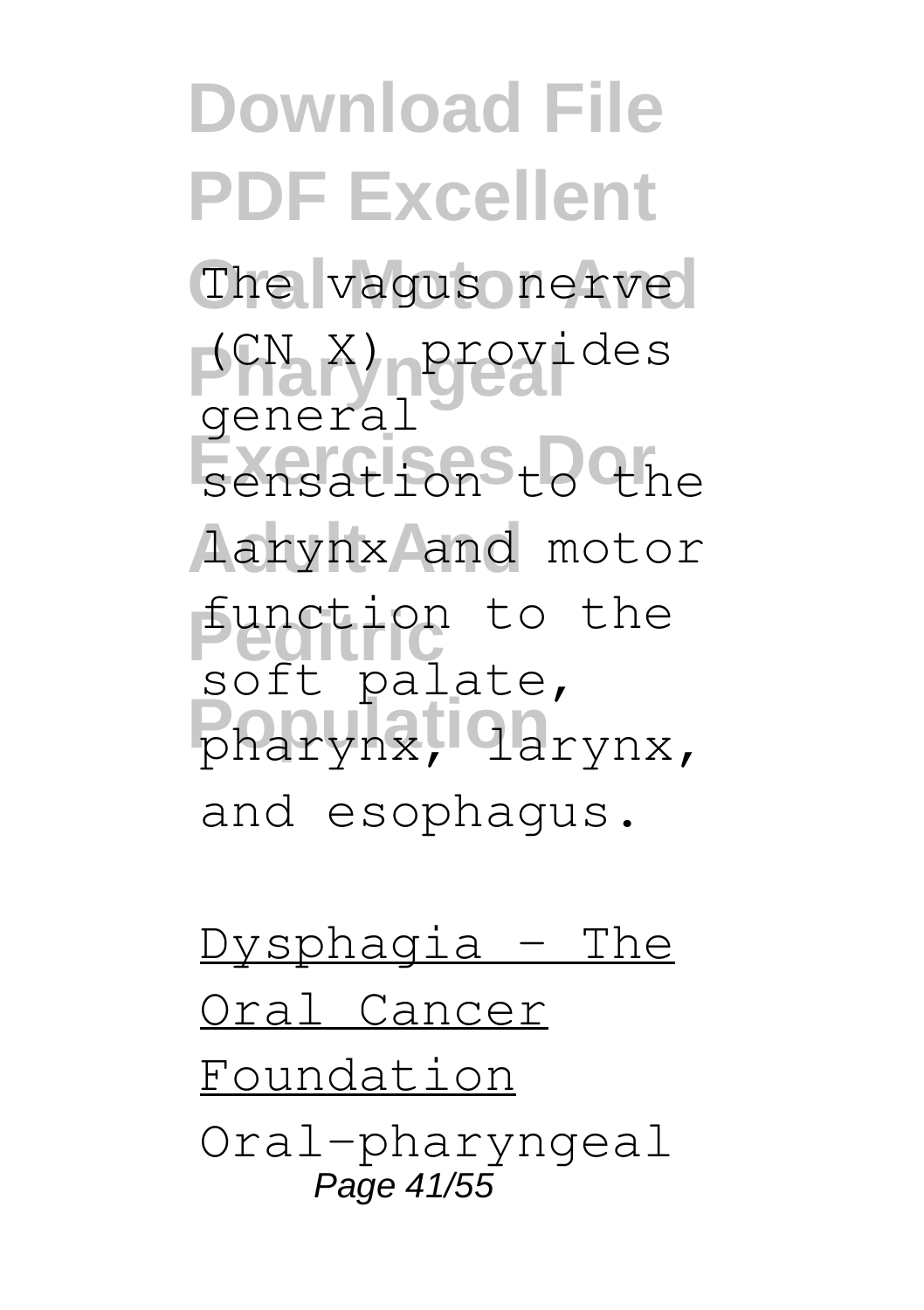The vagus nerve (CN X) provides general sensation to the larynx and motor function to the soft palate, pharynx, larynx, and esophagus.

Dysphagia - The Oral Cancer Foundation

Oral-pharyngeal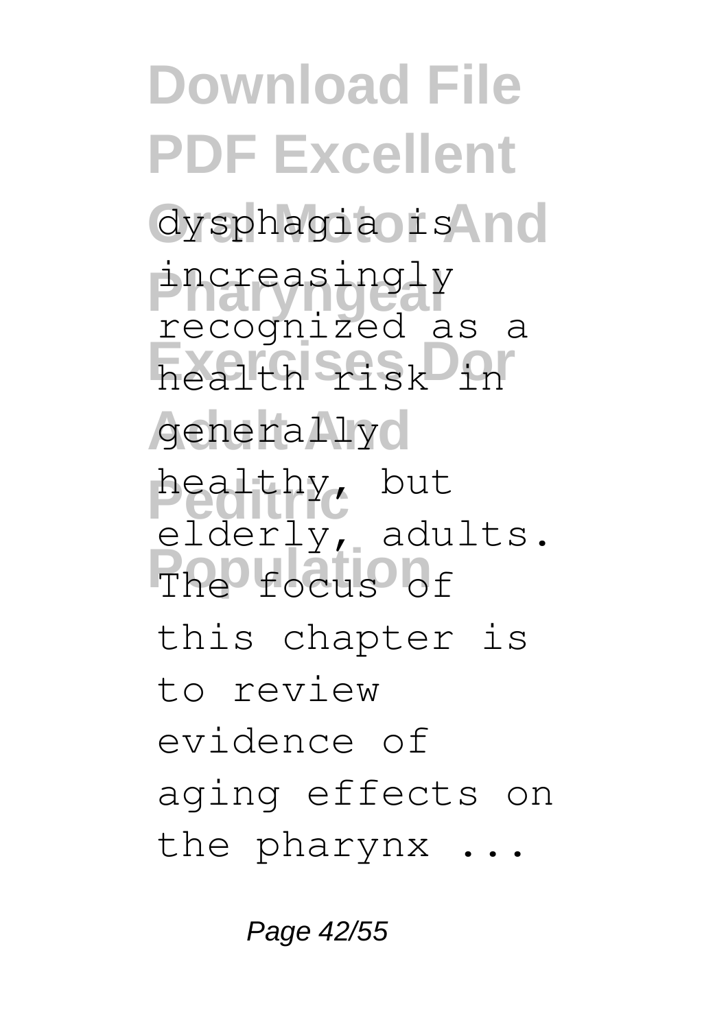dysphagia is increasingly recognized as a health risk in generally healthy, but elderly, adults. The focus of this chapter is to review evidence of aging effects on the pharynx ...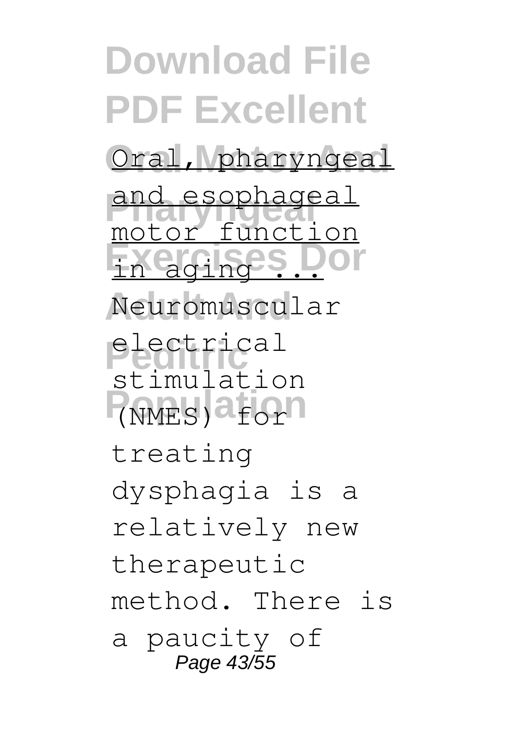Oral, pharyngeal and esophageal motor function in aging ...

Neuromuscular electrical stimulation (NMES) for treating dysphagia is a relatively new therapeutic method. There is a paucity of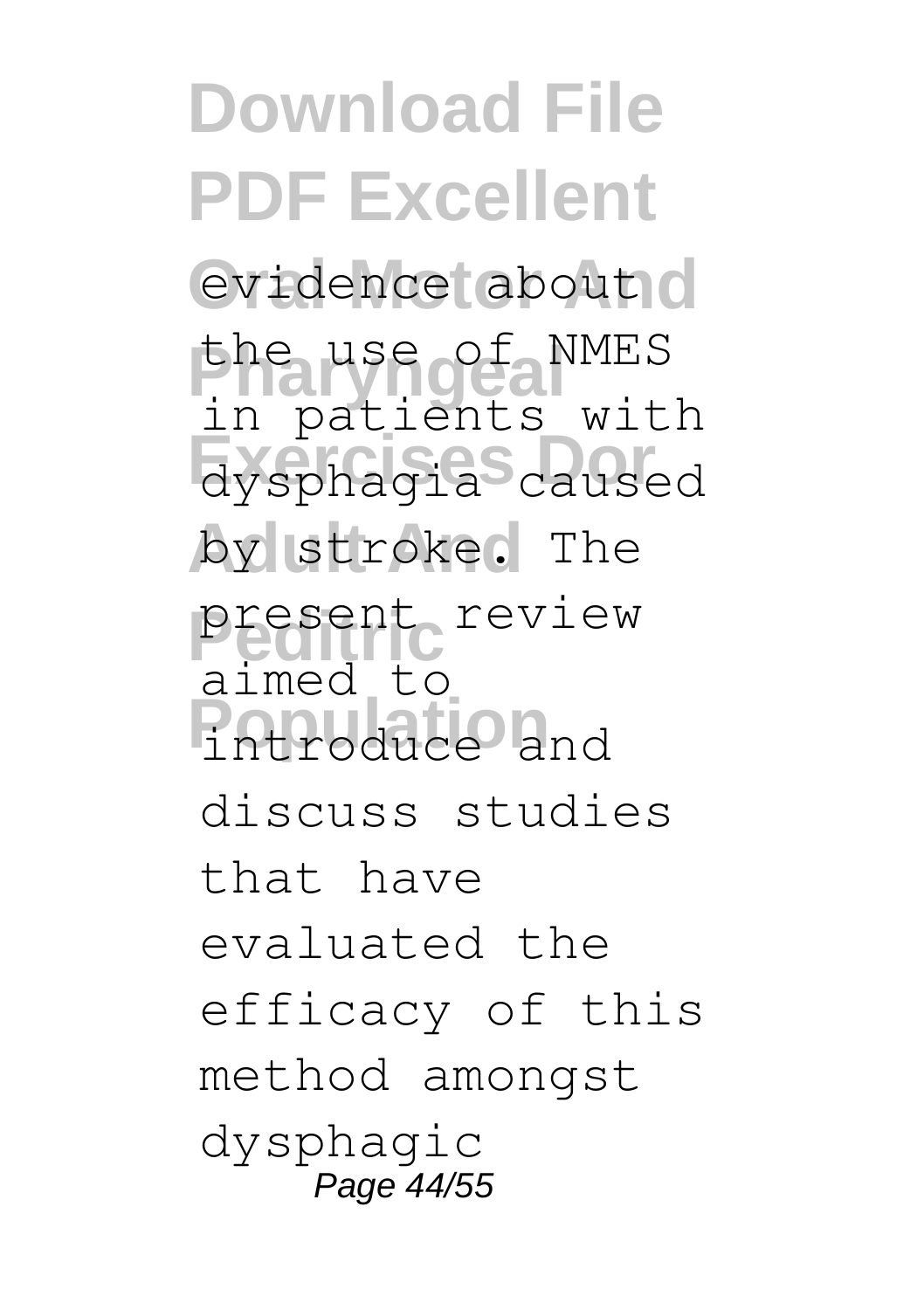evidence about the use of NMES in patients with dysphagia caused by stroke. The present review aimed to introduce and discuss studies that have evaluated the efficacy of this method amongst dysphagic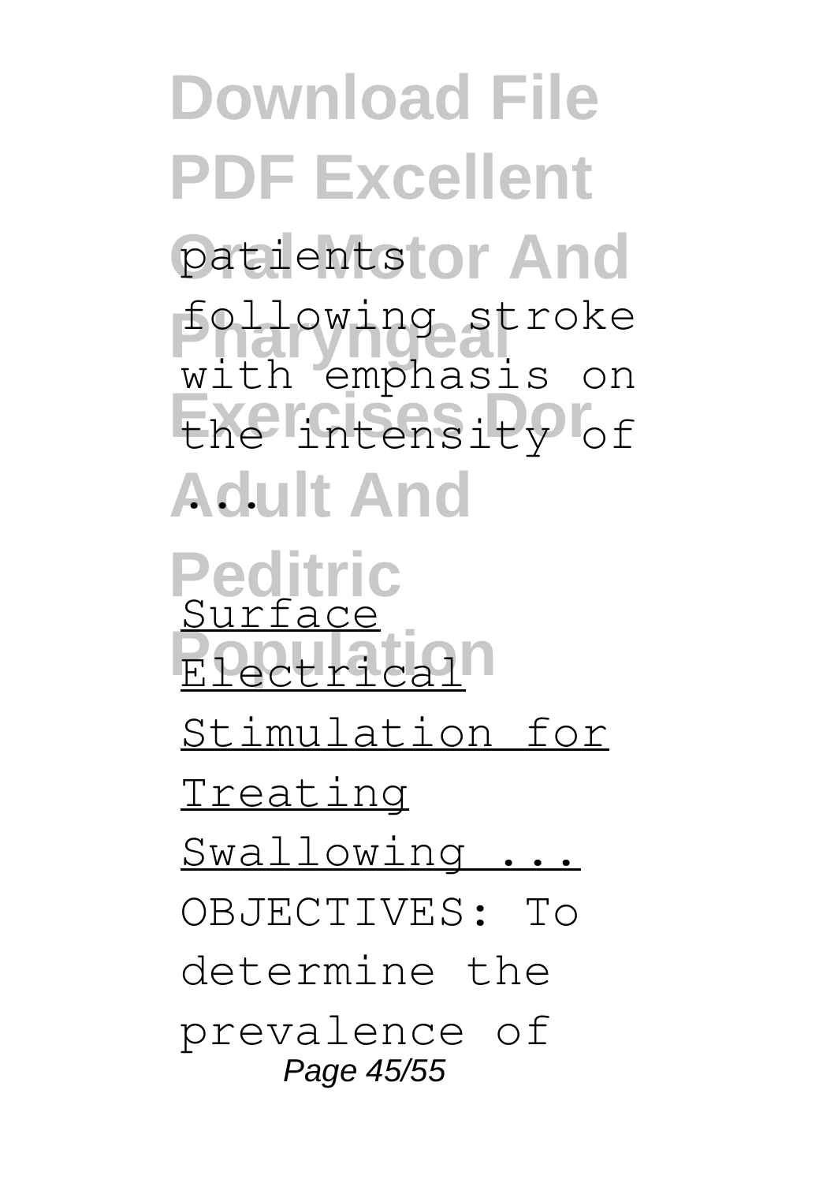patients following stroke with emphasis on the intensity of ...

Surface Electrical Stimulation for Treating Swallowing ...

OBJECTIVES: To determine the prevalence of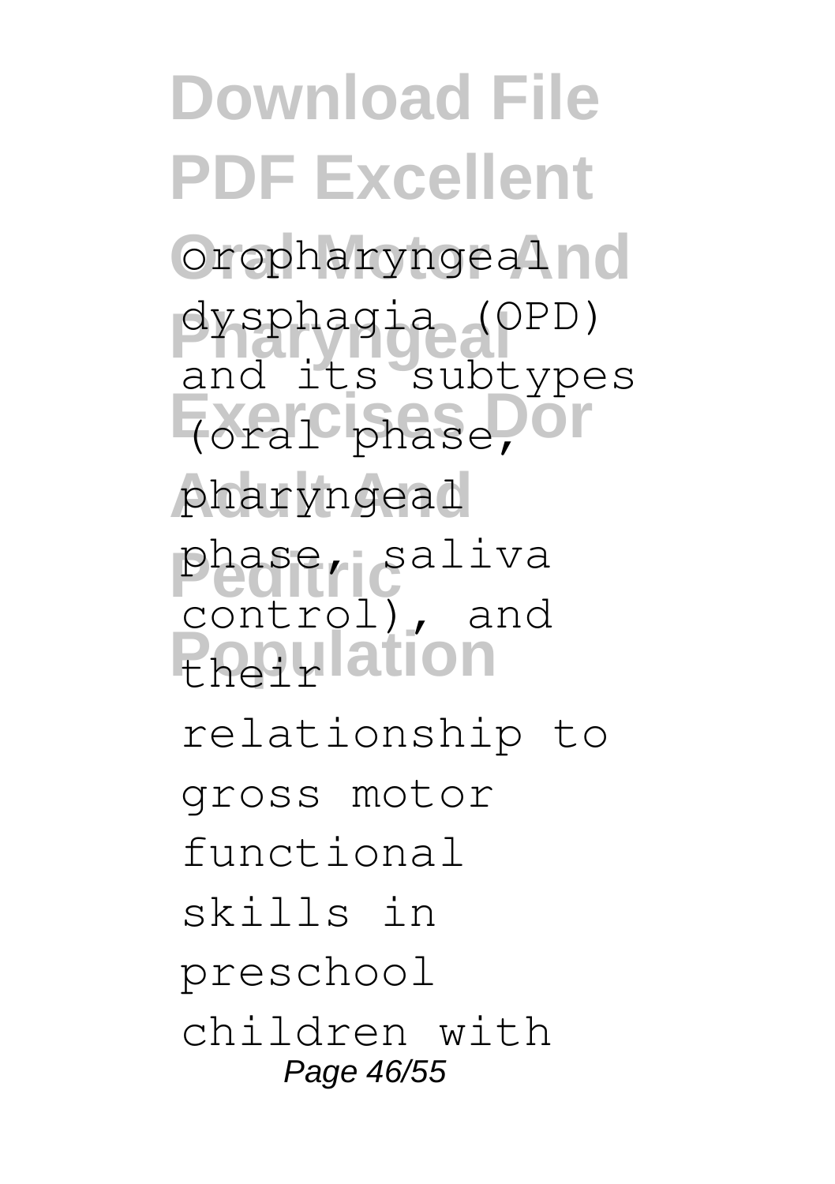oropharyngeal dysphagia (OPD) and its subtypes (oral phase, pharyngeal phase, saliva control), and their relationship to gross motor functional skills in preschool children with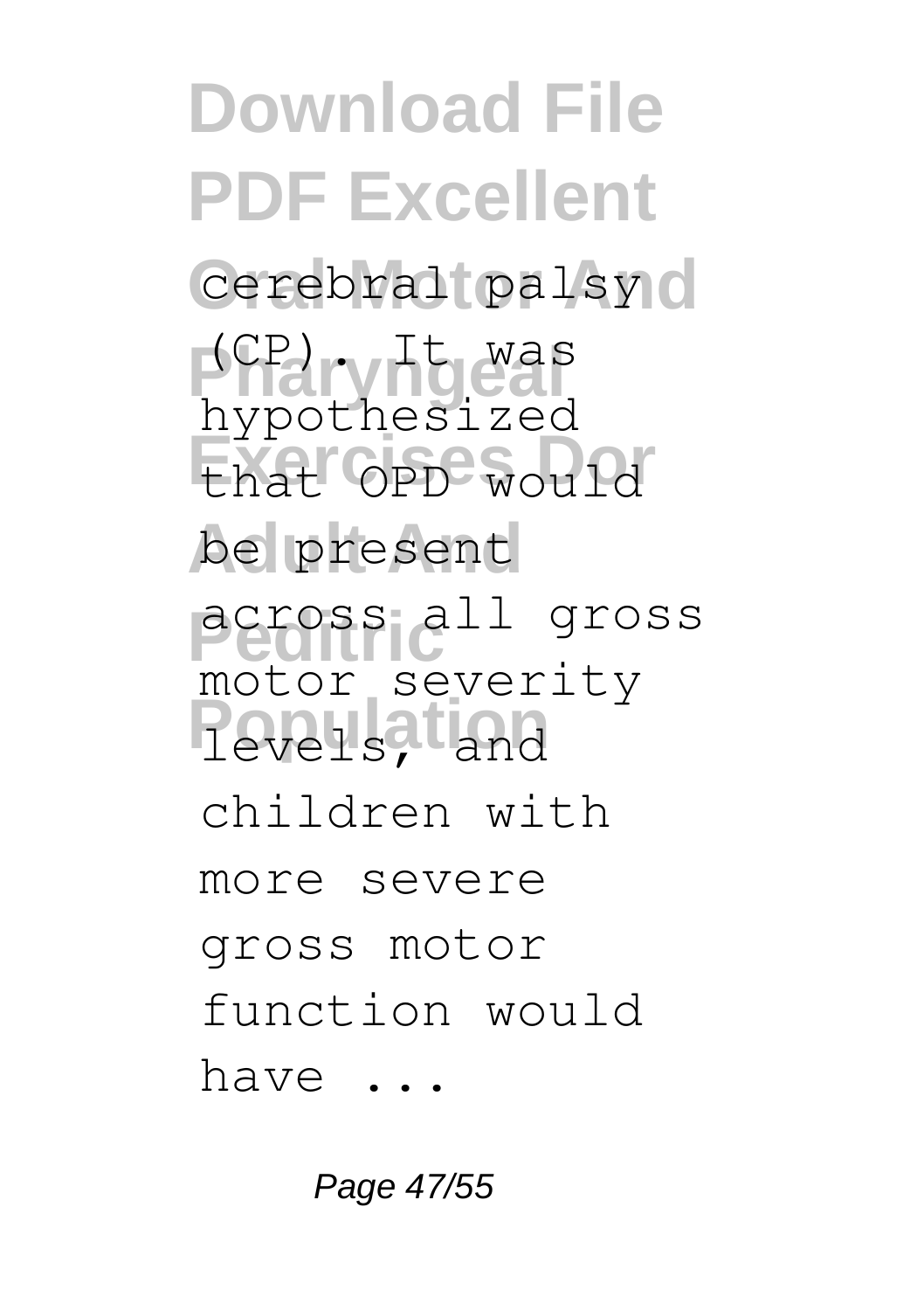cerebral palsy (CP). It was hypothesized that OPD would be present across all gross motor severity levels, and children with more severe gross motor function would have ...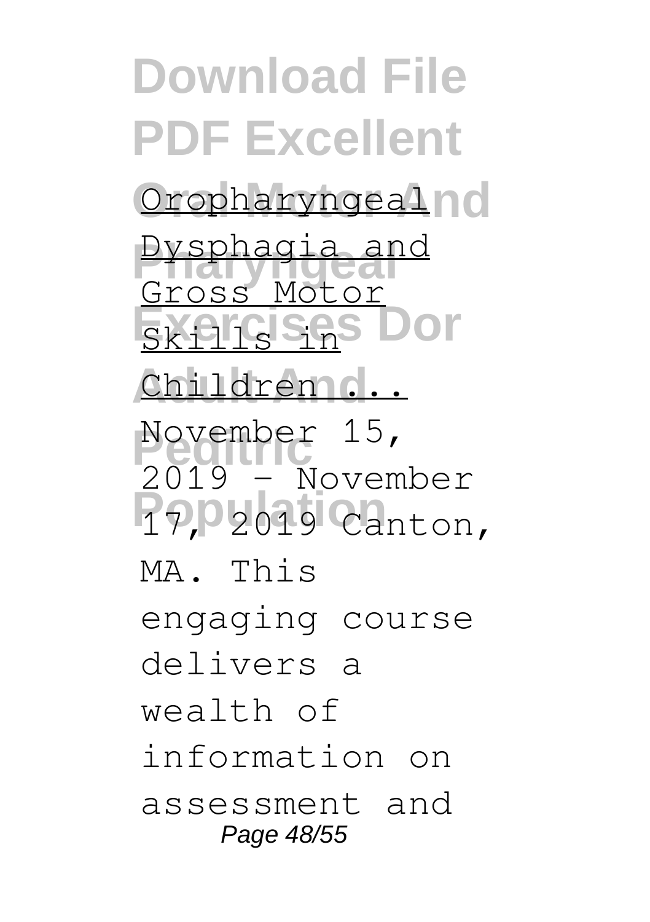Oropharyngeal Dysphagia and Gross Motor Skills in Children ...

November 15, 2019 - November 17, 2019 Canton, MA. This engaging course delivers a wealth of information on assessment and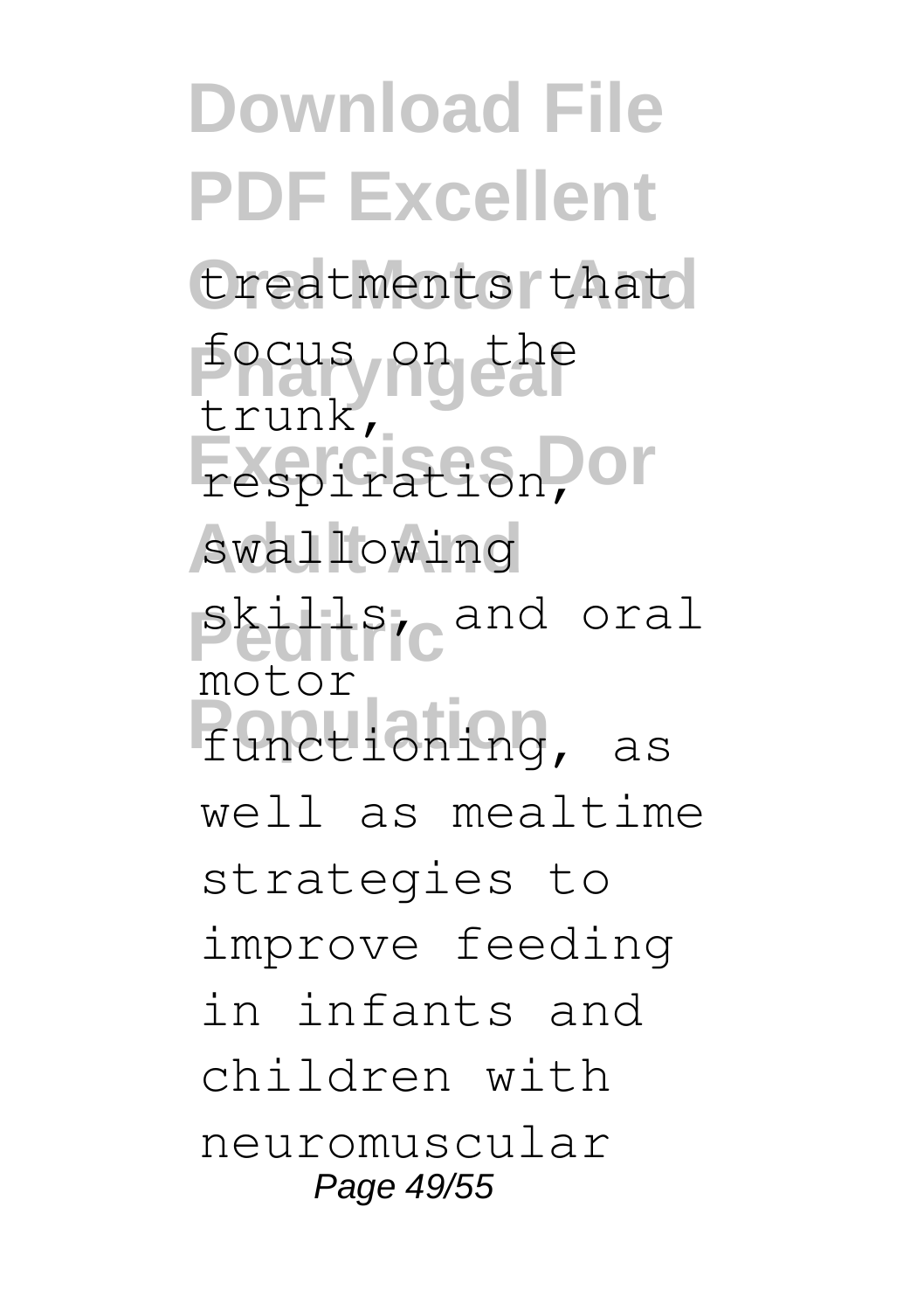treatments that focus on the trunk, respiration, swallowing skills, and oral motor functioning, as well as mealtime strategies to improve feeding in infants and children with neuromuscular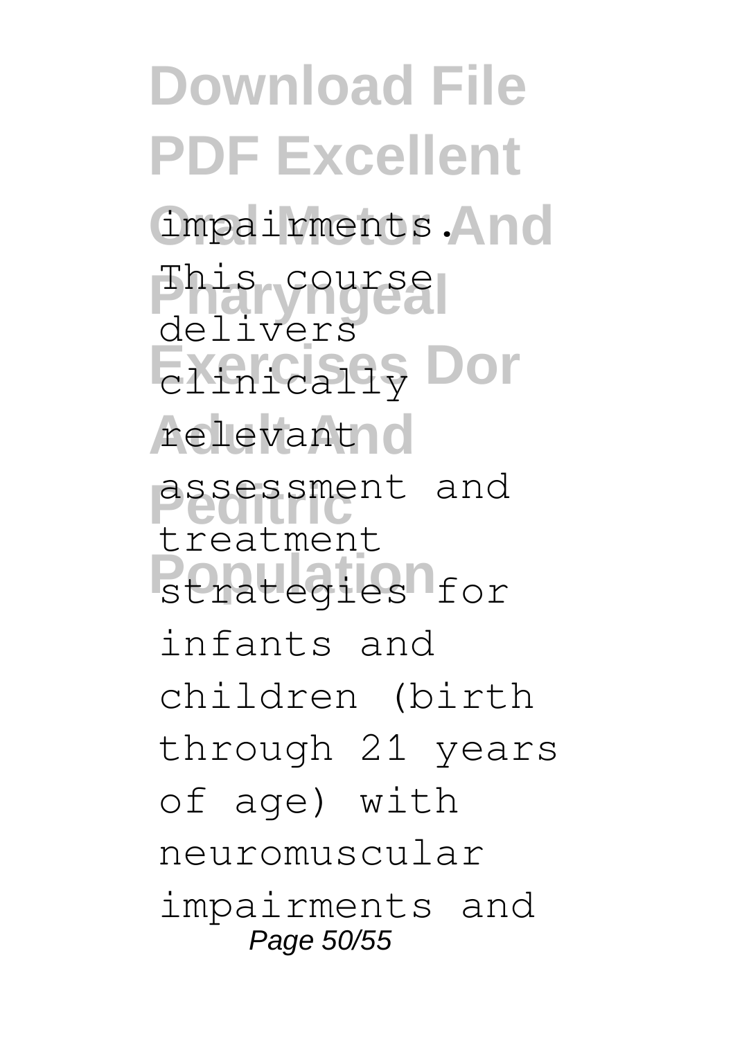impairments. This course delivers clinically relevant assessment and treatment strategies for infants and children (birth through 21 years of age) with neuromuscular impairments and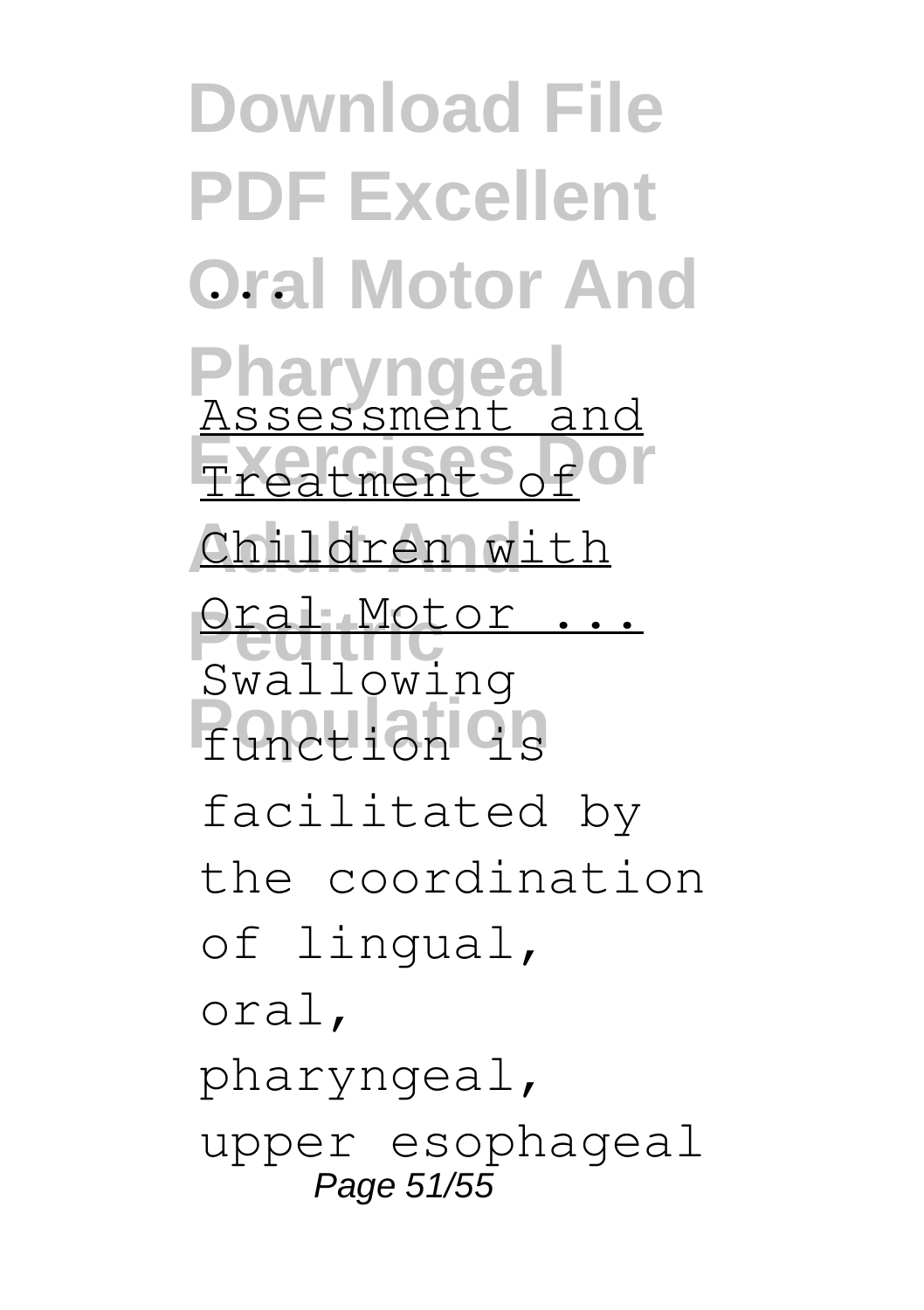...

Assessment and Treatment of Children with Oral Motor ...

Swallowing function is facilitated by the coordination of lingual, oral, pharyngeal, upper esophageal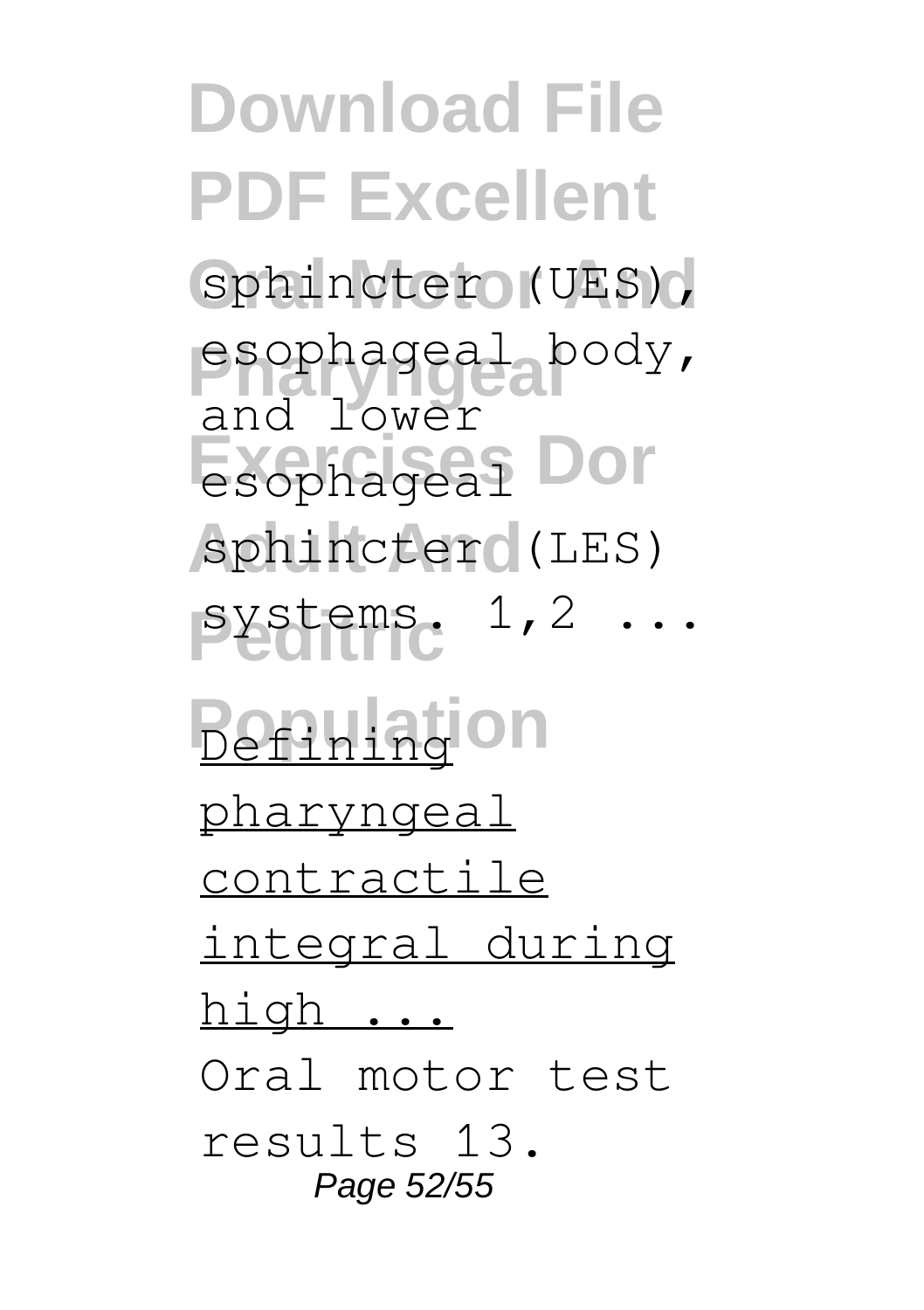sphincter (UES), esophageal body, and lower esophageal sphincter (LES) systems. 1,2 ...

Defining pharyngeal contractile integral during high ...

Oral motor test results 13.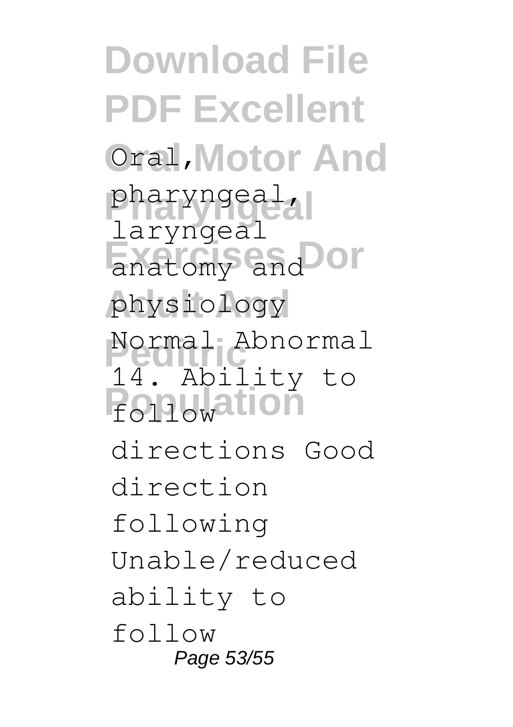Oral, pharyngeal, laryngeal anatomy and physiology Normal Abnormal 14. Ability to follow directions Good direction following Unable/reduced ability to follow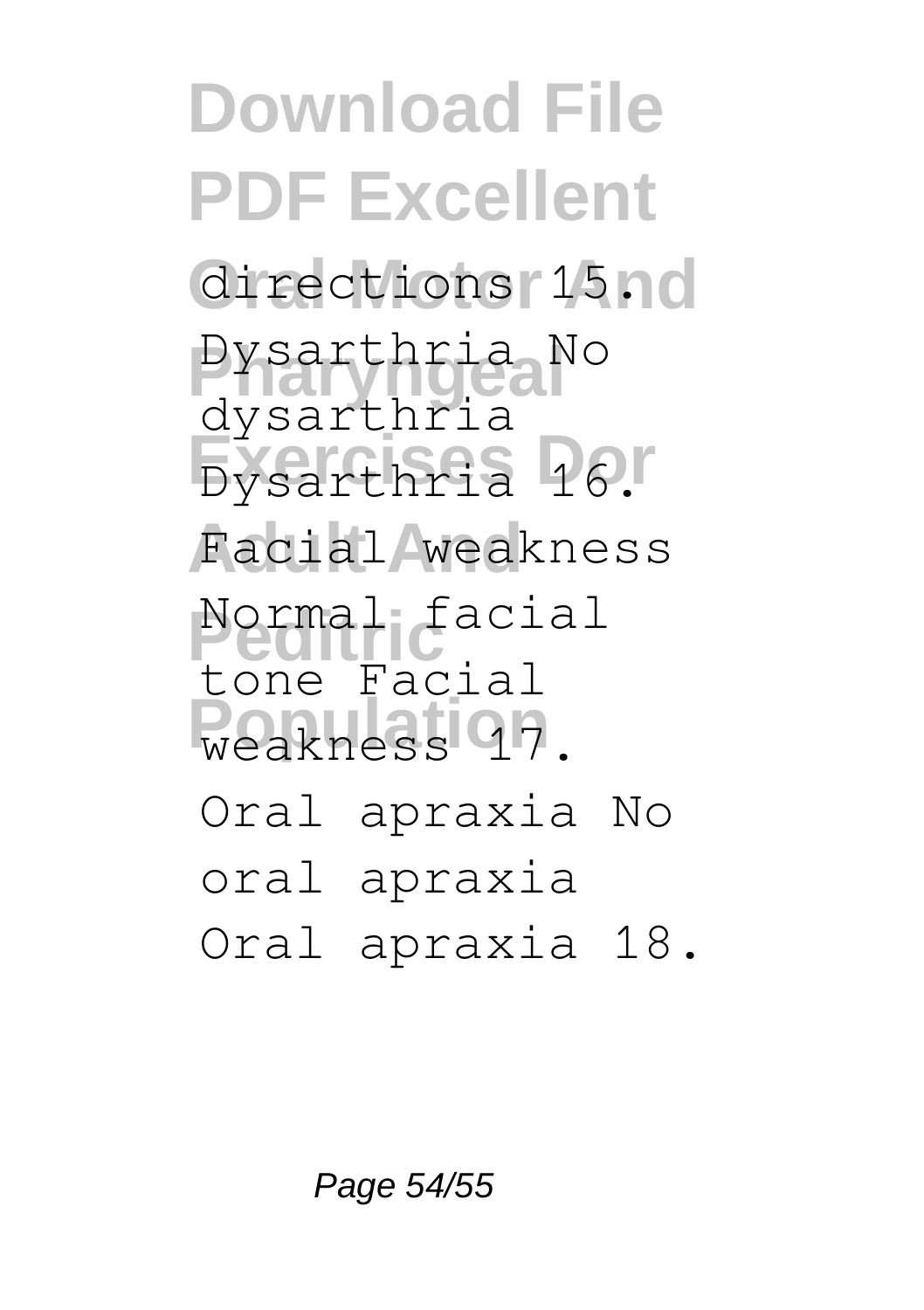directions 15. Dysarthria No dysarthria Dysarthria 16. Facial weakness Normal facial tone Facial weakness 17. Oral apraxia No oral apraxia Oral apraxia 18.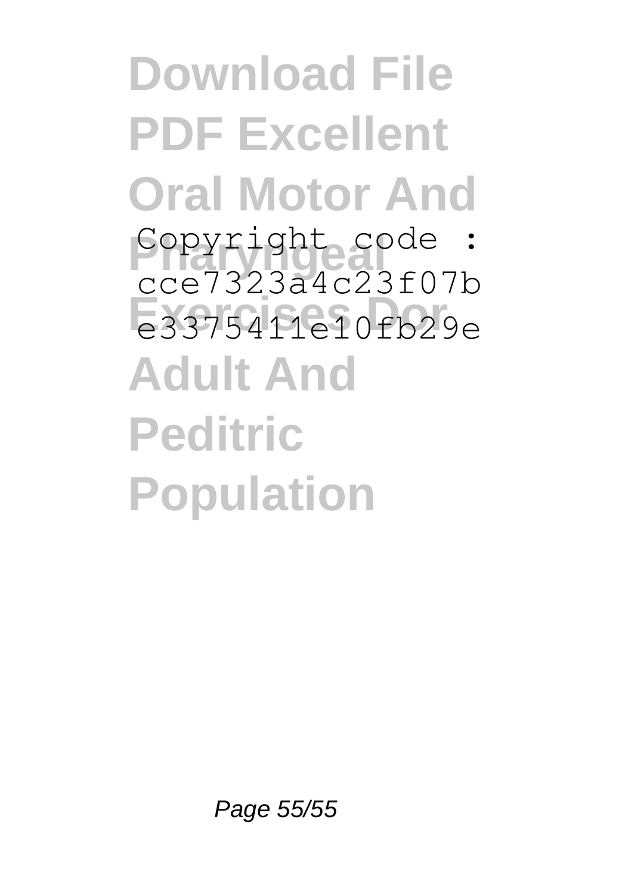# Download File PDF Excellent Oral Motor And Pharyngeal Exercises Dor Adult And Peditric Population

Copyright code : cce7323a4c23f07be337541le10fb29e